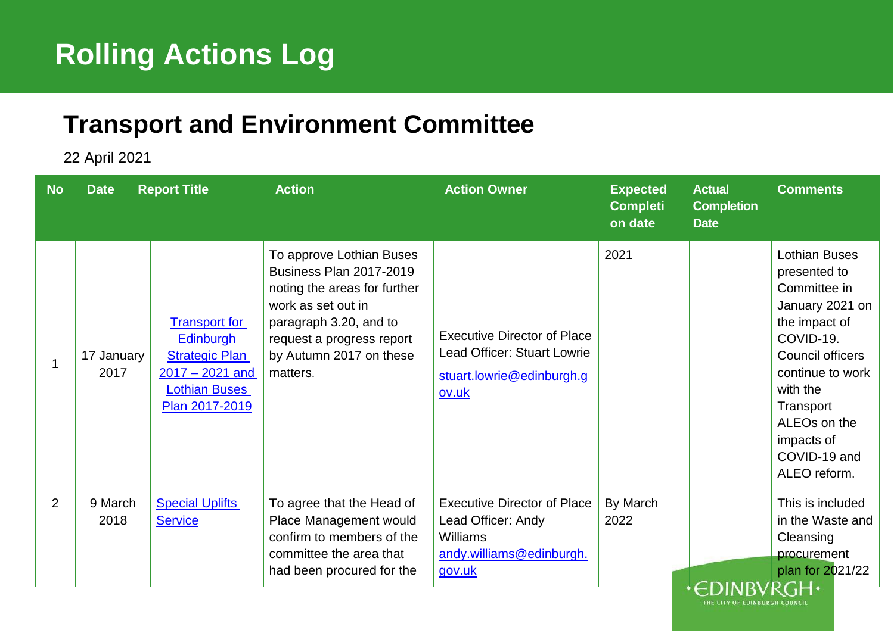# Rolling Actions Log

## Transport and Environment Committee

22 April 2021

| No | Date | Report Title | Action | Action Owner | Expected Completion date | Actual Completion Date | Comments |
|---|---|---|---|---|---|---|---|
| 1 | 17 January 2017 | Transport for Edinburgh Strategic Plan 2017 – 2021 and Lothian Buses Plan 2017-2019 | To approve Lothian Buses Business Plan 2017-2019 noting the areas for further work as set out in paragraph 3.20, and to request a progress report by Autumn 2017 on these matters. | Executive Director of Place<br>Lead Officer: Stuart Lowrie<br>stuart.lowrie@edinburgh.gov.uk | 2021 | | Lothian Buses presented to Committee in January 2021 on the impact of COVID-19. Council officers continue to work with the Transport ALEOs on the impacts of COVID-19 and ALEO reform. |
| 2 | 9 March 2018 | Special Uplifts Service | To agree that the Head of Place Management would confirm to members of the committee the area that had been procured for the | Executive Director of Place<br>Lead Officer: Andy Williams<br>andy.williams@edinburgh.gov.uk | By March 2022 | | This is included in the Waste and Cleansing procurement plan for 2021/22 |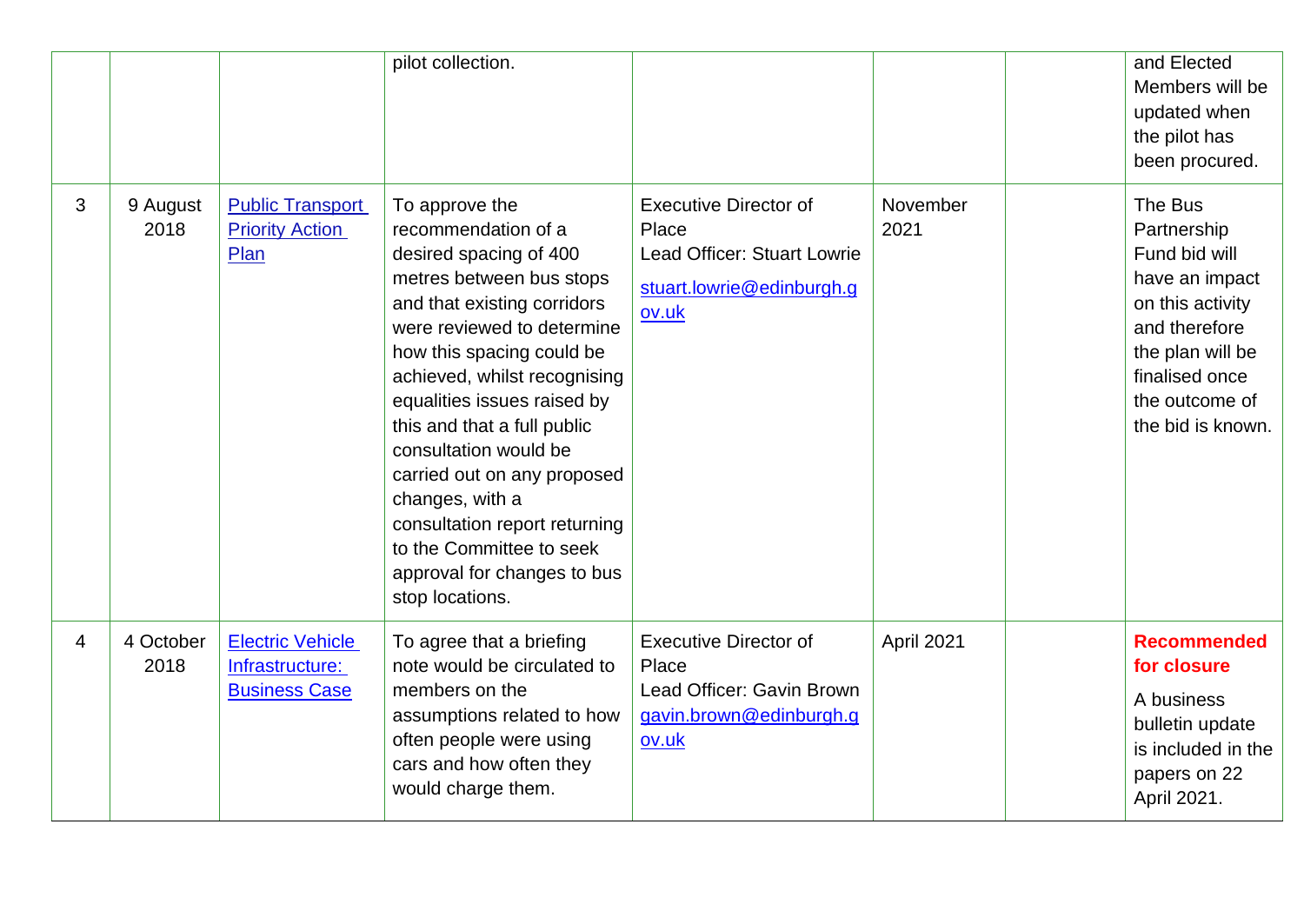| | | | | | | | |
|---|---|---|---|---|---|---|---|
| | | | pilot collection. | | | | and Elected Members will be updated when the pilot has been procured. |
| 3 | 9 August 2018 | [Public Transport Priority Action Plan]() | To approve the recommendation of a desired spacing of 400 metres between bus stops and that existing corridors were reviewed to determine how this spacing could be achieved, whilst recognising equalities issues raised by this and that a full public consultation would be carried out on any proposed changes, with a consultation report returning to the Committee to seek approval for changes to bus stop locations. | Executive Director of Place<br>Lead Officer: Stuart Lowrie<br>[stuart.lowrie@edinburgh.gov.uk](mailto:stuart.lowrie@edinburgh.gov.uk) | November 2021 | | The Bus Partnership Fund bid will have an impact on this activity and therefore the plan will be finalised once the outcome of the bid is known. |
| 4 | 4 October 2018 | [Electric Vehicle Infrastructure: Business Case]() | To agree that a briefing note would be circulated to members on the assumptions related to how often people were using cars and how often they would charge them. | Executive Director of Place<br>Lead Officer: Gavin Brown<br>[gavin.brown@edinburgh.gov.uk](mailto:gavin.brown@edinburgh.gov.uk) | April 2021 | | **Recommended for closure**<br>A business bulletin update is included in the papers on 22 April 2021. |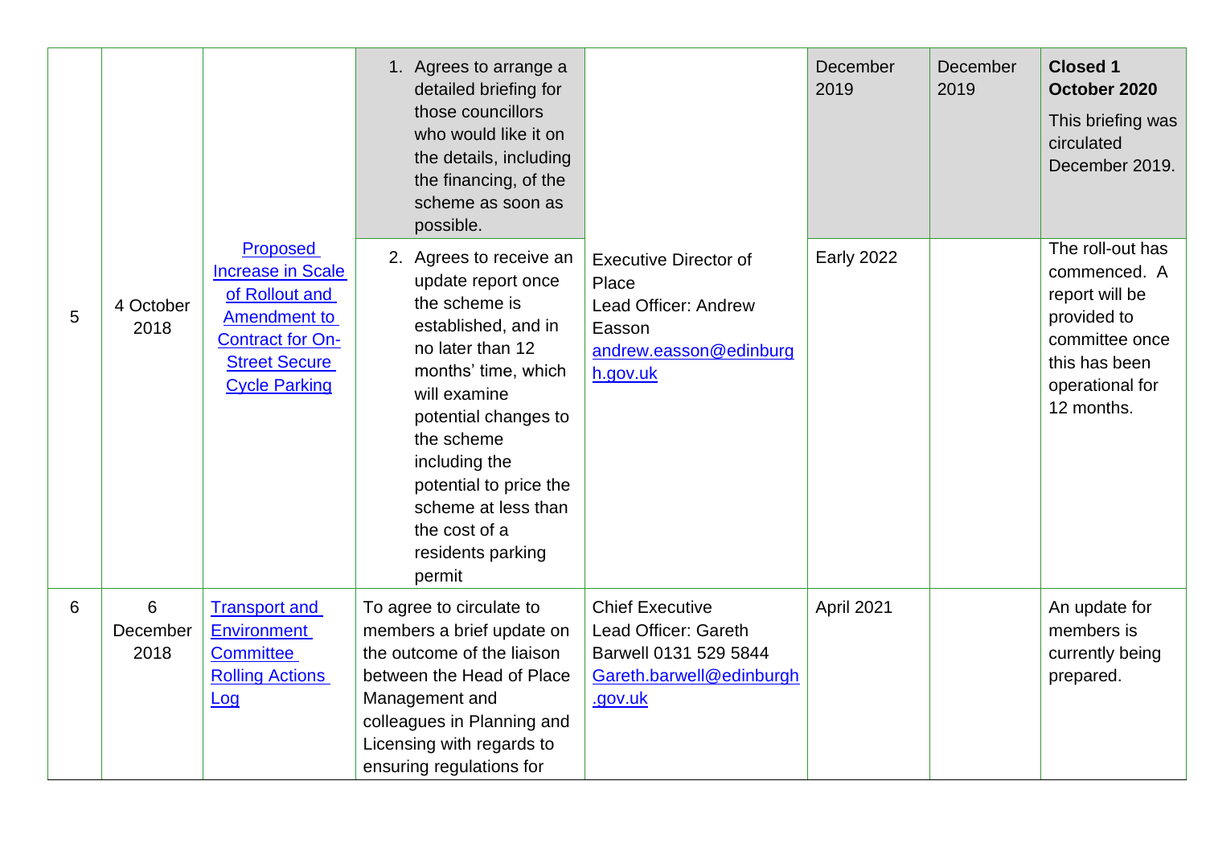| | | | | | | | |
|---|---|---|---|---|---|---|---|
| 5 | 4 October 2018 | Proposed Increase in Scale of Rollout and Amendment to Contract for On-Street Secure Cycle Parking | 1. Agrees to arrange a detailed briefing for those councillors who would like it on the details, including the financing, of the scheme as soon as possible. | Executive Director of Place Lead Officer: Andrew Easson andrew.easson@edinburgh.gov.uk | December 2019 | December 2019 | **Closed 1 October 2020** This briefing was circulated December 2019. |
| | | | 2. Agrees to receive an update report once the scheme is established, and in no later than 12 months' time, which will examine potential changes to the scheme including the potential to price the scheme at less than the cost of a residents parking permit | | Early 2022 | | The roll-out has commenced. A report will be provided to committee once this has been operational for 12 months. |
| 6 | 6 December 2018 | Transport and Environment Committee Rolling Actions Log | To agree to circulate to members a brief update on the outcome of the liaison between the Head of Place Management and colleagues in Planning and Licensing with regards to ensuring regulations for | Chief Executive Lead Officer: Gareth Barwell 0131 529 5844 Gareth.barwell@edinburgh.gov.uk | April 2021 | | An update for members is currently being prepared. |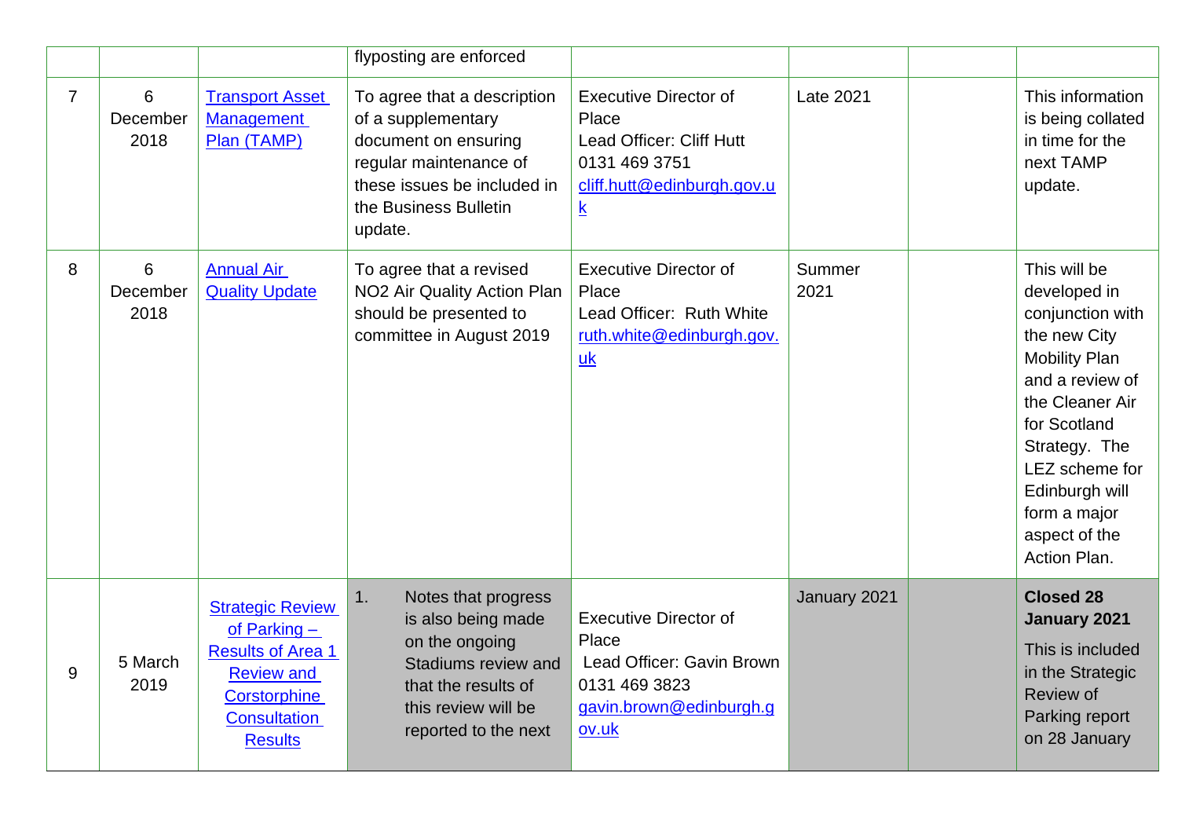| | | | flyposting are enforced | | | | |
|---|---|---|---|---|---|---|---|
| 7 | 6 December 2018 | [Transport Asset Management Plan (TAMP)]() | To agree that a description of a supplementary document on ensuring regular maintenance of these issues be included in the Business Bulletin update. | Executive Director of Place<br>Lead Officer: Cliff Hutt<br>0131 469 3751<br>[cliff.hutt@edinburgh.gov.uk](mailto:cliff.hutt@edinburgh.gov.uk) | Late 2021 | | This information is being collated in time for the next TAMP update. |
| 8 | 6 December 2018 | [Annual Air Quality Update]() | To agree that a revised NO2 Air Quality Action Plan should be presented to committee in August 2019 | Executive Director of Place<br>Lead Officer: Ruth White<br>[ruth.white@edinburgh.gov.uk](mailto:ruth.white@edinburgh.gov.uk) | Summer 2021 | | This will be developed in conjunction with the new City Mobility Plan and a review of the Cleaner Air for Scotland Strategy. The LEZ scheme for Edinburgh will form a major aspect of the Action Plan. |
| 9 | 5 March 2019 | [Strategic Review of Parking – Results of Area 1 Review and Corstorphine Consultation Results]() | 1. Notes that progress is also being made on the ongoing Stadiums review and that the results of this review will be reported to the next | Executive Director of Place<br>Lead Officer: Gavin Brown<br>0131 469 3823<br>[gavin.brown@edinburgh.gov.uk](mailto:gavin.brown@edinburgh.gov.uk) | January 2021 | | **Closed 28 January 2021**<br>This is included in the Strategic Review of Parking report on 28 January |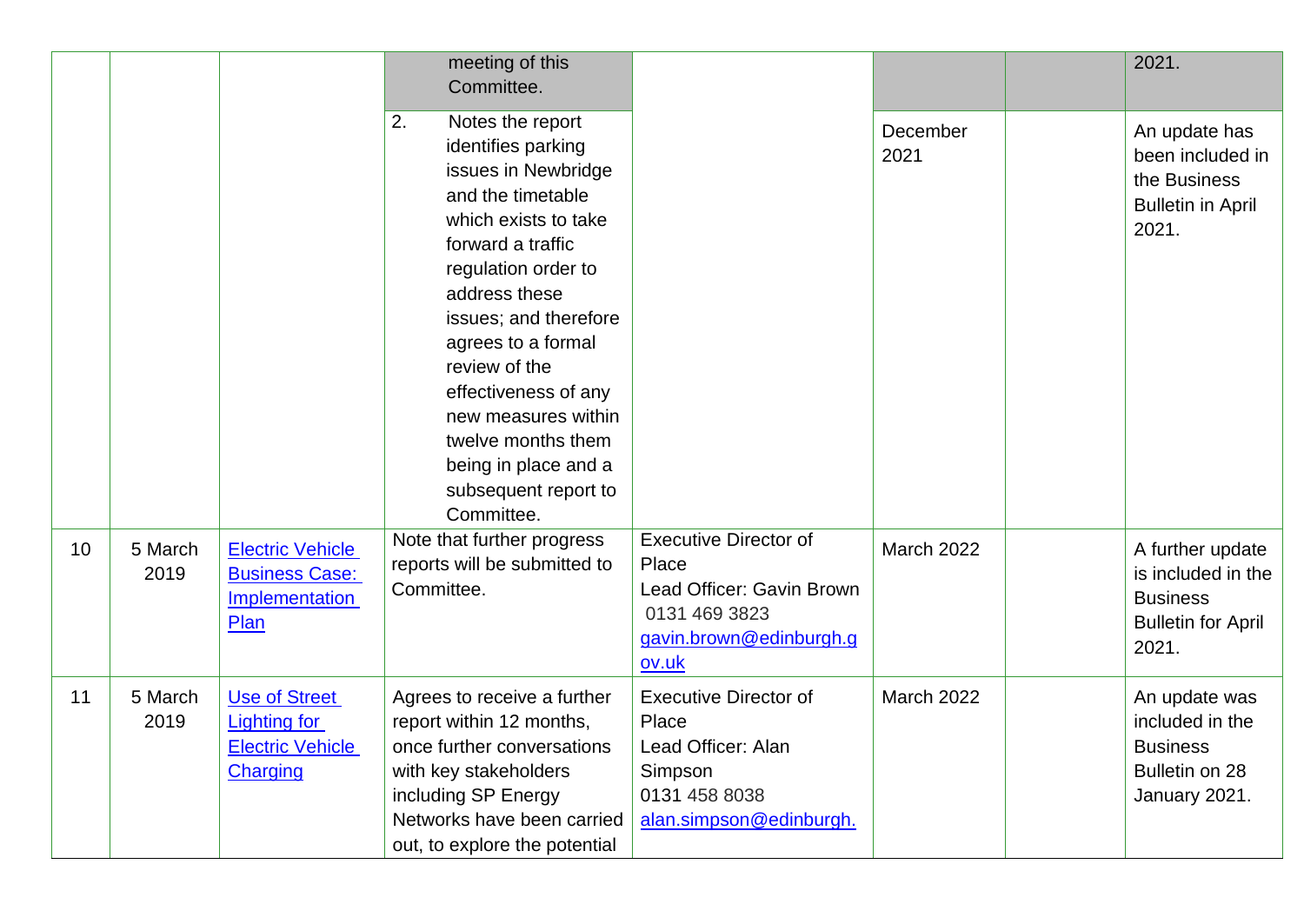| | | | | | | | |
|---|---|---|---|---|---|---|---|
| | | | meeting of this Committee. | | | | 2021. |
| | | | 2. Notes the report identifies parking issues in Newbridge and the timetable which exists to take forward a traffic regulation order to address these issues; and therefore agrees to a formal review of the effectiveness of any new measures within twelve months them being in place and a subsequent report to Committee. | | December 2021 | | An update has been included in the Business Bulletin in April 2021. |
| 10 | 5 March 2019 | [Electric Vehicle Business Case: Implementation Plan]() | Note that further progress reports will be submitted to Committee. | Executive Director of Place<br>Lead Officer: Gavin Brown<br>0131 469 3823<br>[gavin.brown@edinburgh.gov.uk](mailto:gavin.brown@edinburgh.gov.uk) | March 2022 | | A further update is included in the Business Bulletin for April 2021. |
| 11 | 5 March 2019 | [Use of Street Lighting for Electric Vehicle Charging]() | Agrees to receive a further report within 12 months, once further conversations with key stakeholders including SP Energy Networks have been carried out, to explore the potential | Executive Director of Place<br>Lead Officer: Alan Simpson<br>0131 458 8038<br>[alan.simpson@edinburgh.]() | March 2022 | | An update was included in the Business Bulletin on 28 January 2021. |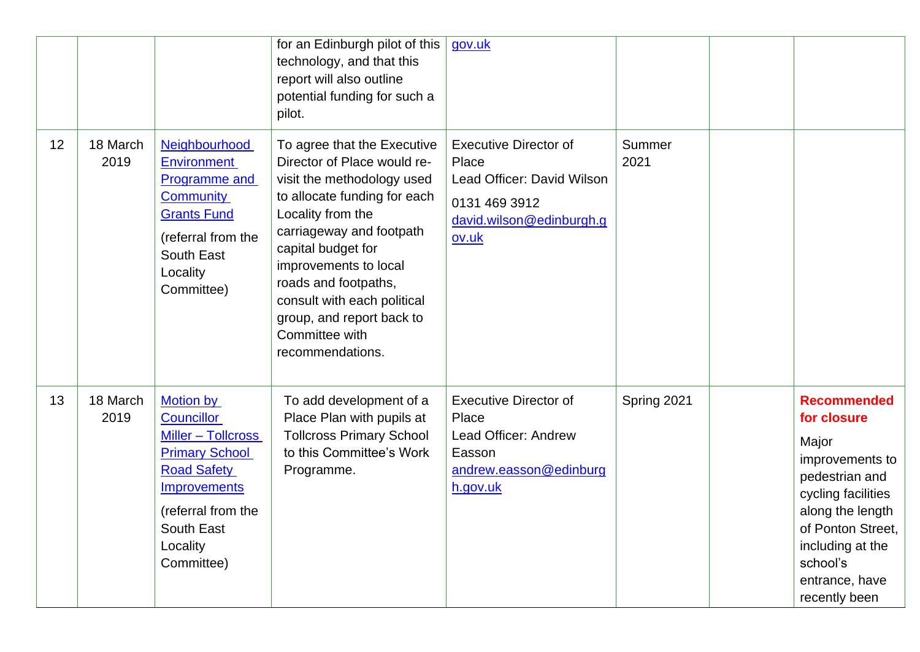| | | | | | | | |
|---|---|---|---|---|---|---|---|
| | | | for an Edinburgh pilot of this technology, and that this report will also outline potential funding for such a pilot. | gov.uk | | | |
| 12 | 18 March 2019 | Neighbourhood Environment Programme and Community Grants Fund (referral from the South East Locality Committee) | To agree that the Executive Director of Place would re-visit the methodology used to allocate funding for each Locality from the carriageway and footpath capital budget for improvements to local roads and footpaths, consult with each political group, and report back to Committee with recommendations. | Executive Director of Place Lead Officer: David Wilson 0131 469 3912 david.wilson@edinburgh.gov.uk | Summer 2021 | | |
| 13 | 18 March 2019 | Motion by Councillor Miller – Tollcross Primary School Road Safety Improvements (referral from the South East Locality Committee) | To add development of a Place Plan with pupils at Tollcross Primary School to this Committee's Work Programme. | Executive Director of Place Lead Officer: Andrew Easson andrew.easson@edinburgh.gov.uk | Spring 2021 | | **Recommended for closure** Major improvements to pedestrian and cycling facilities along the length of Ponton Street, including at the school's entrance, have recently been |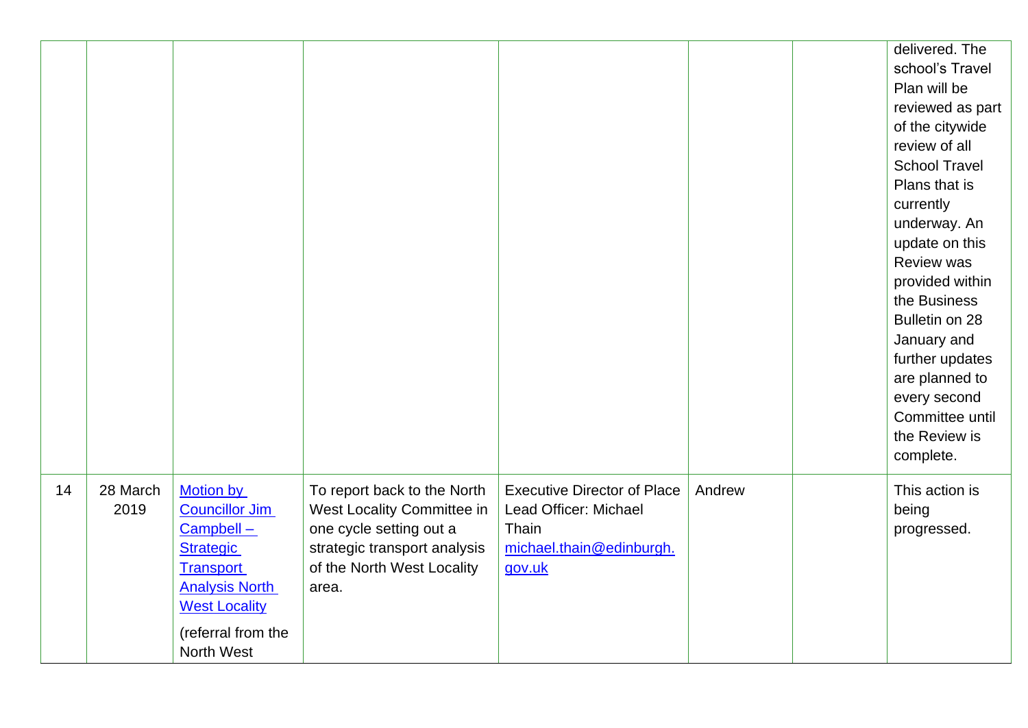| | | | | | | | |
|---|---|---|---|---|---|---|---|
| | | | | | | | delivered. The school's Travel Plan will be reviewed as part of the citywide review of all School Travel Plans that is currently underway. An update on this Review was provided within the Business Bulletin on 28 January and further updates are planned to every second Committee until the Review is complete. |
| 14 | 28 March 2019 | [Motion by Councillor Jim Campbell – Strategic Transport Analysis North West Locality]() (referral from the North West | To report back to the North West Locality Committee in one cycle setting out a strategic transport analysis of the North West Locality area. | Executive Director of Place Lead Officer: Michael Thain [michael.thain@edinburgh.gov.uk](mailto:michael.thain@edinburgh.gov.uk) | Andrew | | This action is being progressed. |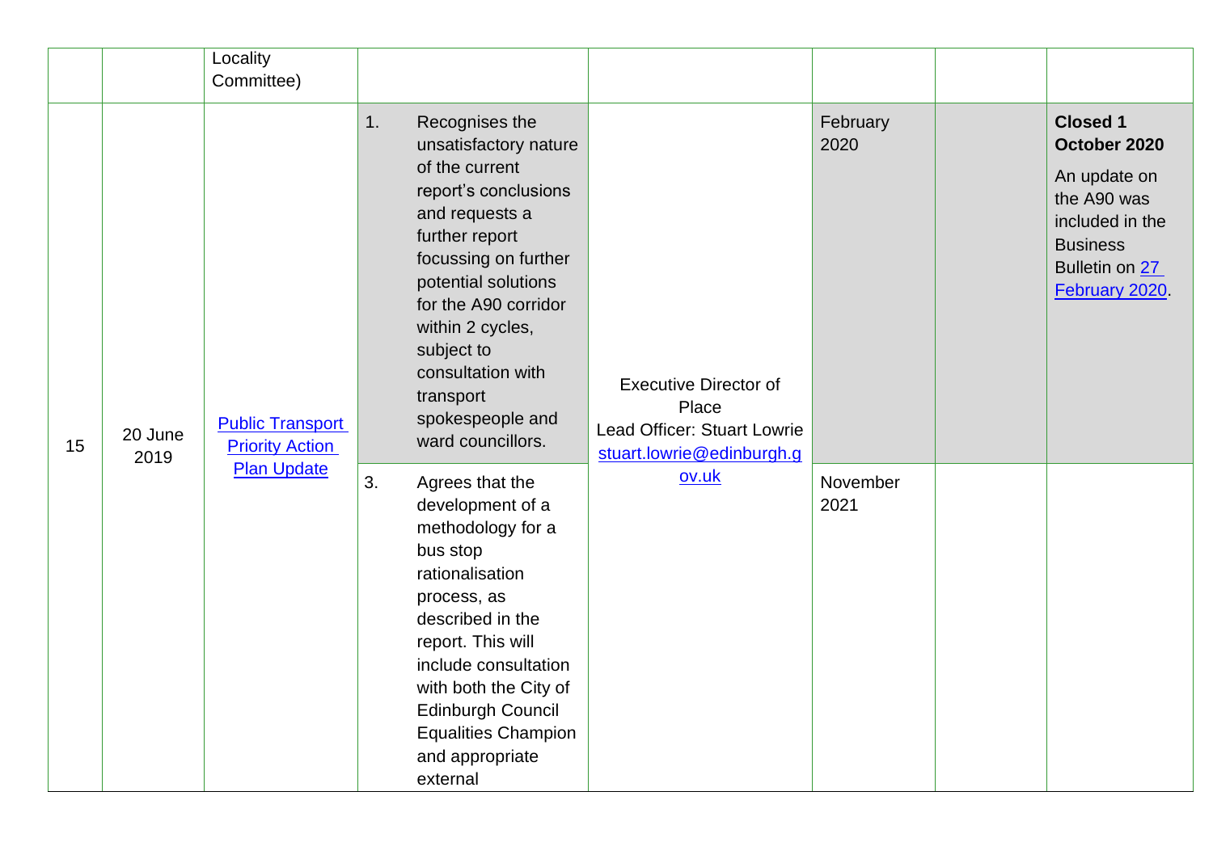| | | | | | | | |
|---|---|---|---|---|---|---|---|
| | | Locality Committee) | | | | | |
| 15 | 20 June 2019 | Public Transport Priority Action Plan Update | 1. Recognises the unsatisfactory nature of the current report's conclusions and requests a further report focussing on further potential solutions for the A90 corridor within 2 cycles, subject to consultation with transport spokespeople and ward councillors. | Executive Director of Place<br>Lead Officer: Stuart Lowrie<br>stuart.lowrie@edinburgh.gov.uk | February 2020 | | **Closed 1 October 2020**<br>An update on the A90 was included in the Business Bulletin on 27 February 2020. |
| | | | 3. Agrees that the development of a methodology for a bus stop rationalisation process, as described in the report. This will include consultation with both the City of Edinburgh Council Equalities Champion and appropriate external | | November 2021 | | |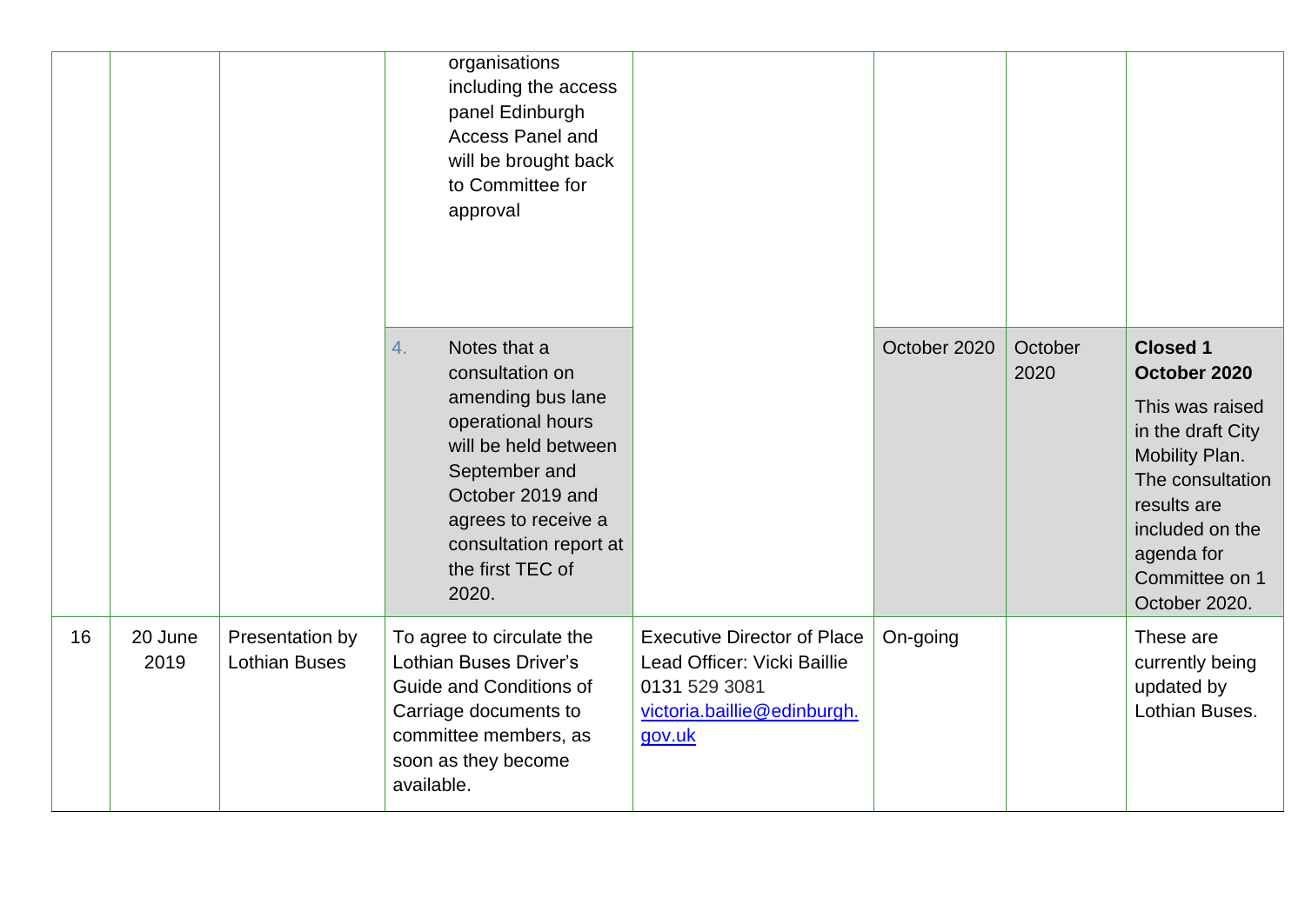| | | | | | | | |
|---|---|---|---|---|---|---|---|
| | | | organisations including the access panel Edinburgh Access Panel and will be brought back to Committee for approval | | | | |
| | | | 4. Notes that a consultation on amending bus lane operational hours will be held between September and October 2019 and agrees to receive a consultation report at the first TEC of 2020. | | October 2020 | October 2020 | **Closed 1 October 2020** This was raised in the draft City Mobility Plan. The consultation results are included on the agenda for Committee on 1 October 2020. |
| 16 | 20 June 2019 | Presentation by Lothian Buses | To agree to circulate the Lothian Buses Driver's Guide and Conditions of Carriage documents to committee members, as soon as they become available. | Executive Director of Place Lead Officer: Vicki Baillie 0131 529 3081 [victoria.baillie@edinburgh.gov.uk](mailto:victoria.baillie@edinburgh.gov.uk) | On-going | | These are currently being updated by Lothian Buses. |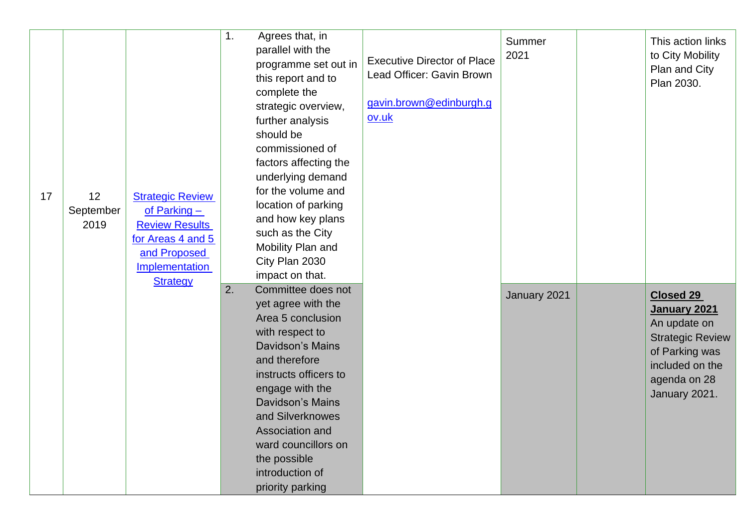| 17 | 12 September 2019 | [Strategic Review of Parking – Review Results for Areas 4 and 5 and Proposed Implementation Strategy]() | 1. Agrees that, in parallel with the programme set out in this report and to complete the strategic overview, further analysis should be commissioned of factors affecting the underlying demand for the volume and location of parking and how key plans such as the City Mobility Plan and City Plan 2030 impact on that. | Executive Director of Place<br>Lead Officer: Gavin Brown<br><br>[gavin.brown@edinburgh.gov.uk](mailto:gavin.brown@edinburgh.gov.uk) | Summer 2021 | | This action links to City Mobility Plan and City Plan 2030. |
|---|---|---|---|---|---|---|---|
| | | | 2. Committee does not yet agree with the Area 5 conclusion with respect to Davidson's Mains and therefore instructs officers to engage with the Davidson's Mains and Silverknowes Association and ward councillors on the possible introduction of priority parking | | January 2021 | | **Closed 29 January 2021**<br>An update on Strategic Review of Parking was included on the agenda on 28 January 2021. |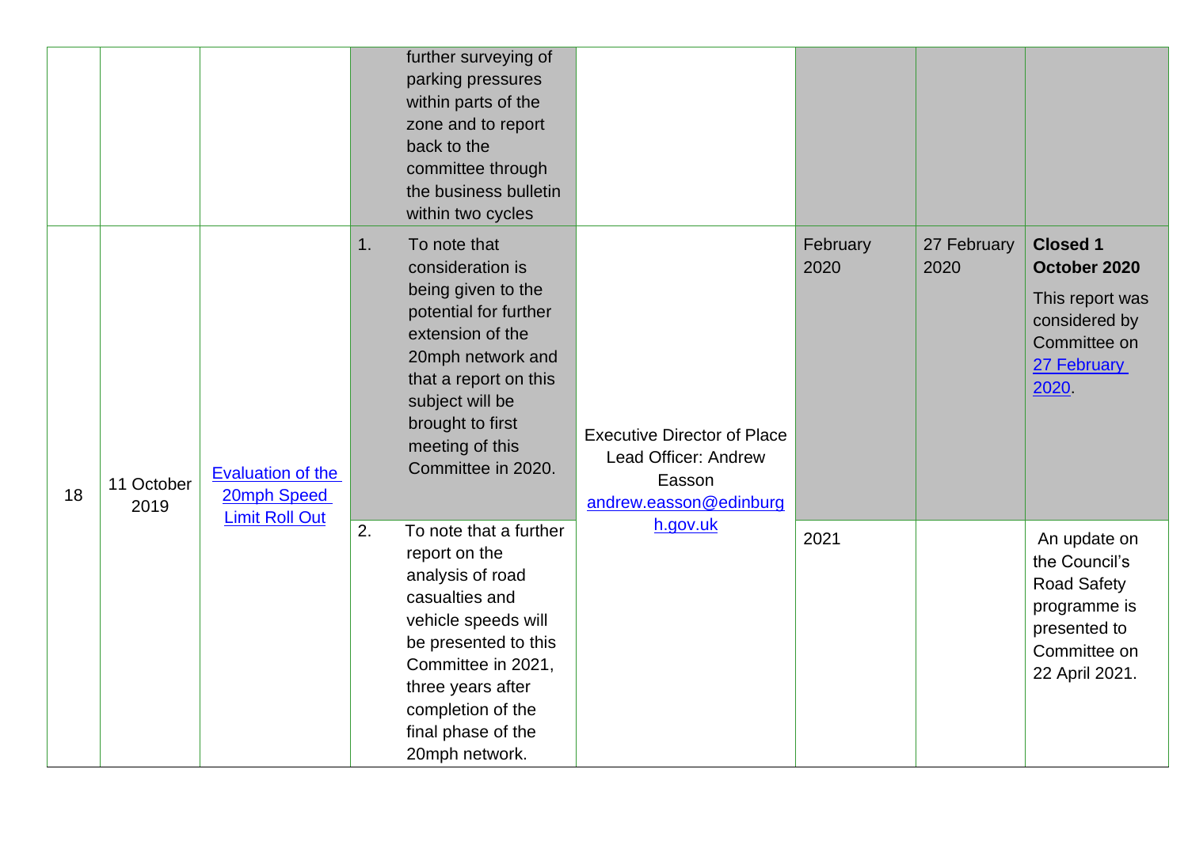|  |  |  |  |  |  |  |  |
|---|---|---|---|---|---|---|---|
|  |  |  | further surveying of parking pressures within parts of the zone and to report back to the committee through the business bulletin within two cycles |  |  |  |  |
| 18 | 11 October 2019 | [Evaluation of the 20mph Speed Limit Roll Out]() | 1. To note that consideration is being given to the potential for further extension of the 20mph network and that a report on this subject will be brought to first meeting of this Committee in 2020. | Executive Director of Place Lead Officer: Andrew Easson [andrew.easson@edinburgh.gov.uk](mailto:andrew.easson@edinburgh.gov.uk) | February 2020 | 27 February 2020 | **Closed 1 October 2020** This report was considered by Committee on [27 February 2020](). |
|  |  |  | 2. To note that a further report on the analysis of road casualties and vehicle speeds will be presented to this Committee in 2021, three years after completion of the final phase of the 20mph network. |  | 2021 |  | An update on the Council's Road Safety programme is presented to Committee on 22 April 2021. |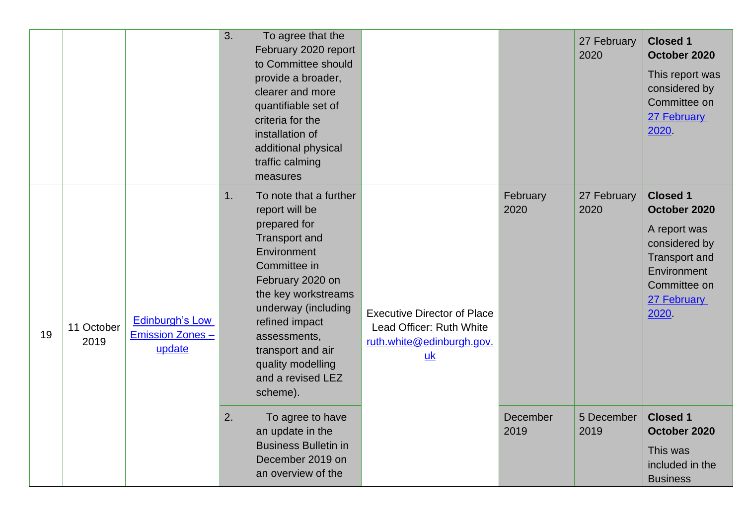| | | | | | | | |
|---|---|---|---|---|---|---|---|
| | | | 3. To agree that the February 2020 report to Committee should provide a broader, clearer and more quantifiable set of criteria for the installation of additional physical traffic calming measures | | | 27 February 2020 | **Closed 1 October 2020** This report was considered by Committee on 27 February 2020. |
| 19 | 11 October 2019 | Edinburgh's Low Emission Zones – update | 1. To note that a further report will be prepared for Transport and Environment Committee in February 2020 on the key workstreams underway (including refined impact assessments, transport and air quality modelling and a revised LEZ scheme). | Executive Director of Place Lead Officer: Ruth White ruth.white@edinburgh.gov.uk | February 2020 | 27 February 2020 | **Closed 1 October 2020** A report was considered by Transport and Environment Committee on 27 February 2020. |
| | | | 2. To agree to have an update in the Business Bulletin in December 2019 on an overview of the | | December 2019 | 5 December 2019 | **Closed 1 October 2020** This was included in the Business |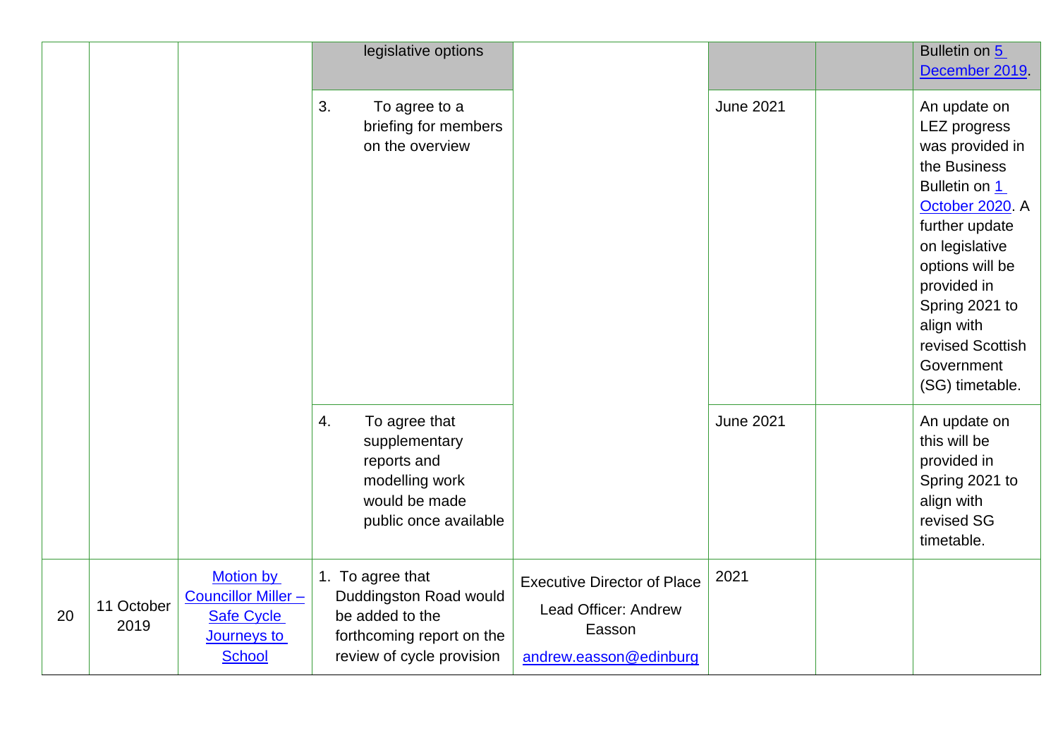| | | | | | | | |
|---|---|---|---|---|---|---|---|
| | | | legislative options | | | | Bulletin on [5 December 2019](). |
| | | | 3. To agree to a briefing for members on the overview | | June 2021 | | An update on LEZ progress was provided in the Business Bulletin on [1 October 2020](). A further update on legislative options will be provided in Spring 2021 to align with revised Scottish Government (SG) timetable. |
| | | | 4. To agree that supplementary reports and modelling work would be made public once available | | June 2021 | | An update on this will be provided in Spring 2021 to align with revised SG timetable. |
| 20 | 11 October 2019 | [Motion by Councillor Miller – Safe Cycle Journeys to School]() | 1. To agree that Duddingston Road would be added to the forthcoming report on the review of cycle provision | Executive Director of Place<br>Lead Officer: Andrew Easson<br>[andrew.easson@edinburg]() | 2021 | | |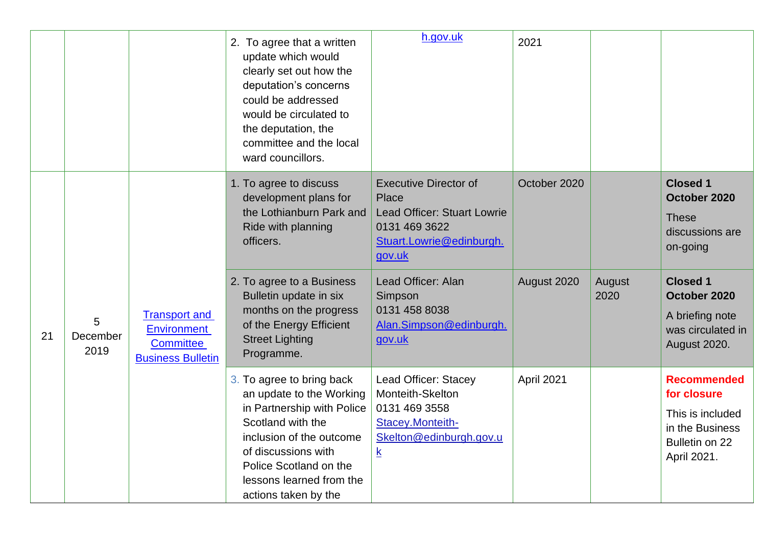| | | | | | | | |
|---|---|---|---|---|---|---|---|
| | | | 2. To agree that a written update which would clearly set out how the deputation's concerns could be addressed would be circulated to the deputation, the committee and the local ward councillors. | h.gov.uk | 2021 | | |
| 21 | 5 December 2019 | Transport and Environment Committee Business Bulletin | 1. To agree to discuss development plans for the Lothianburn Park and Ride with planning officers. | Executive Director of Place<br>Lead Officer: Stuart Lowrie<br>0131 469 3622<br>Stuart.Lowrie@edinburgh.gov.uk | October 2020 | | **Closed 1 October 2020**<br>These discussions are on-going |
| | | | 2. To agree to a Business Bulletin update in six months on the progress of the Energy Efficient Street Lighting Programme. | Lead Officer: Alan Simpson<br>0131 458 8038<br>Alan.Simpson@edinburgh.gov.uk | August 2020 | August 2020 | **Closed 1 October 2020**<br>A briefing note was circulated in August 2020. |
| | | | 3. To agree to bring back an update to the Working in Partnership with Police Scotland with the inclusion of the outcome of discussions with Police Scotland on the lessons learned from the actions taken by the | Lead Officer: Stacey Monteith-Skelton<br>0131 469 3558<br>Stacey.Monteith-Skelton@edinburgh.gov.uk | April 2021 | | **Recommended for closure**<br>This is included in the Business Bulletin on 22 April 2021. |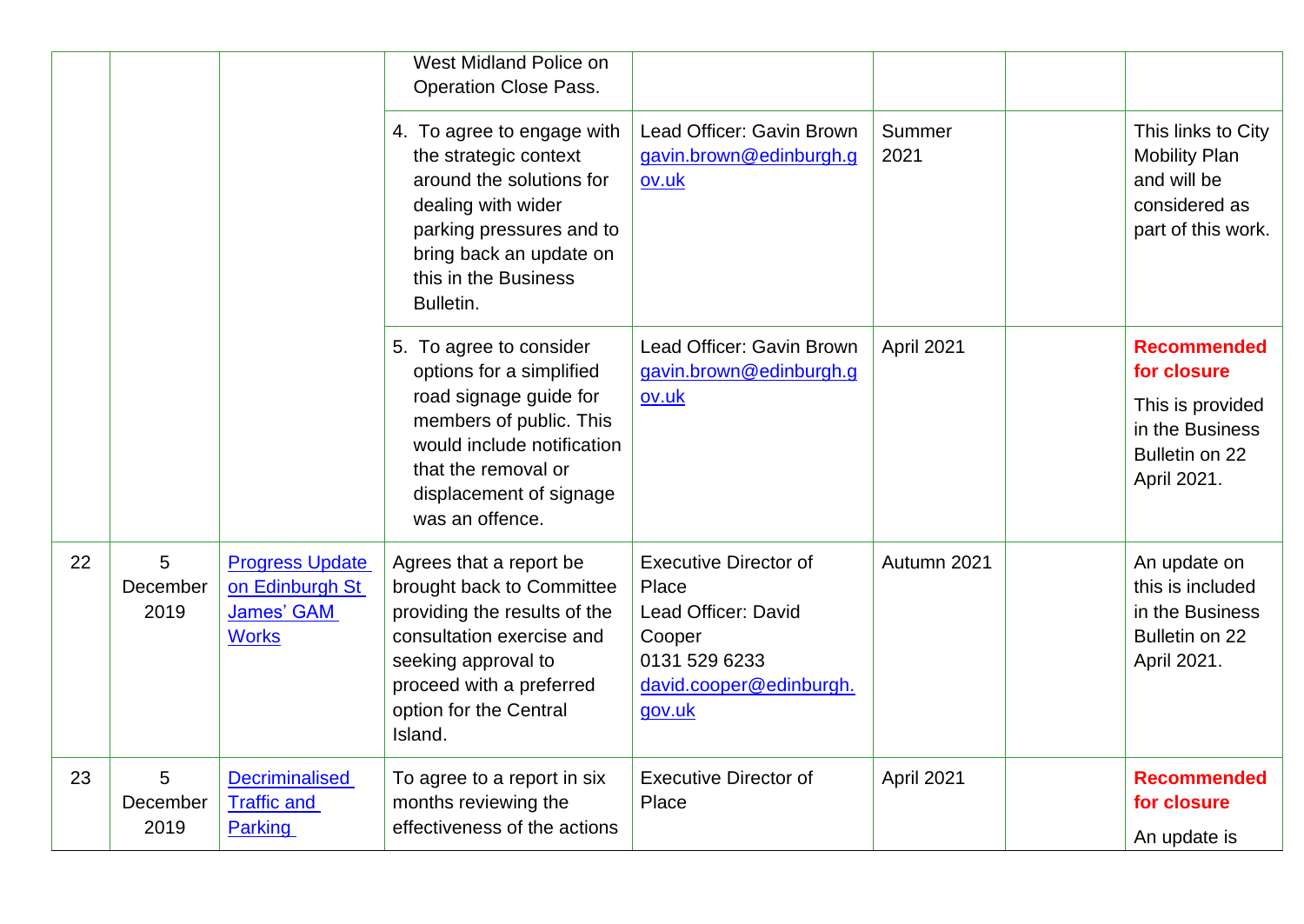| | | | | | | | |
|---|---|---|---|---|---|---|---|
| | | | West Midland Police on Operation Close Pass. | | | | |
| | | | 4. To agree to engage with the strategic context around the solutions for dealing with wider parking pressures and to bring back an update on this in the Business Bulletin. | Lead Officer: Gavin Brown [gavin.brown@edinburgh.gov.uk](mailto:gavin.brown@edinburgh.gov.uk) | Summer 2021 | | This links to City Mobility Plan and will be considered as part of this work. |
| | | | 5. To agree to consider options for a simplified road signage guide for members of public. This would include notification that the removal or displacement of signage was an offence. | Lead Officer: Gavin Brown [gavin.brown@edinburgh.gov.uk](mailto:gavin.brown@edinburgh.gov.uk) | April 2021 | | **Recommended for closure** This is provided in the Business Bulletin on 22 April 2021. |
| 22 | 5 December 2019 | [Progress Update on Edinburgh St James' GAM Works]() | Agrees that a report be brought back to Committee providing the results of the consultation exercise and seeking approval to proceed with a preferred option for the Central Island. | Executive Director of Place Lead Officer: David Cooper 0131 529 6233 [david.cooper@edinburgh.gov.uk](mailto:david.cooper@edinburgh.gov.uk) | Autumn 2021 | | An update on this is included in the Business Bulletin on 22 April 2021. |
| 23 | 5 December 2019 | [Decriminalised Traffic and Parking]() | To agree to a report in six months reviewing the effectiveness of the actions | Executive Director of Place | April 2021 | | **Recommended for closure** An update is |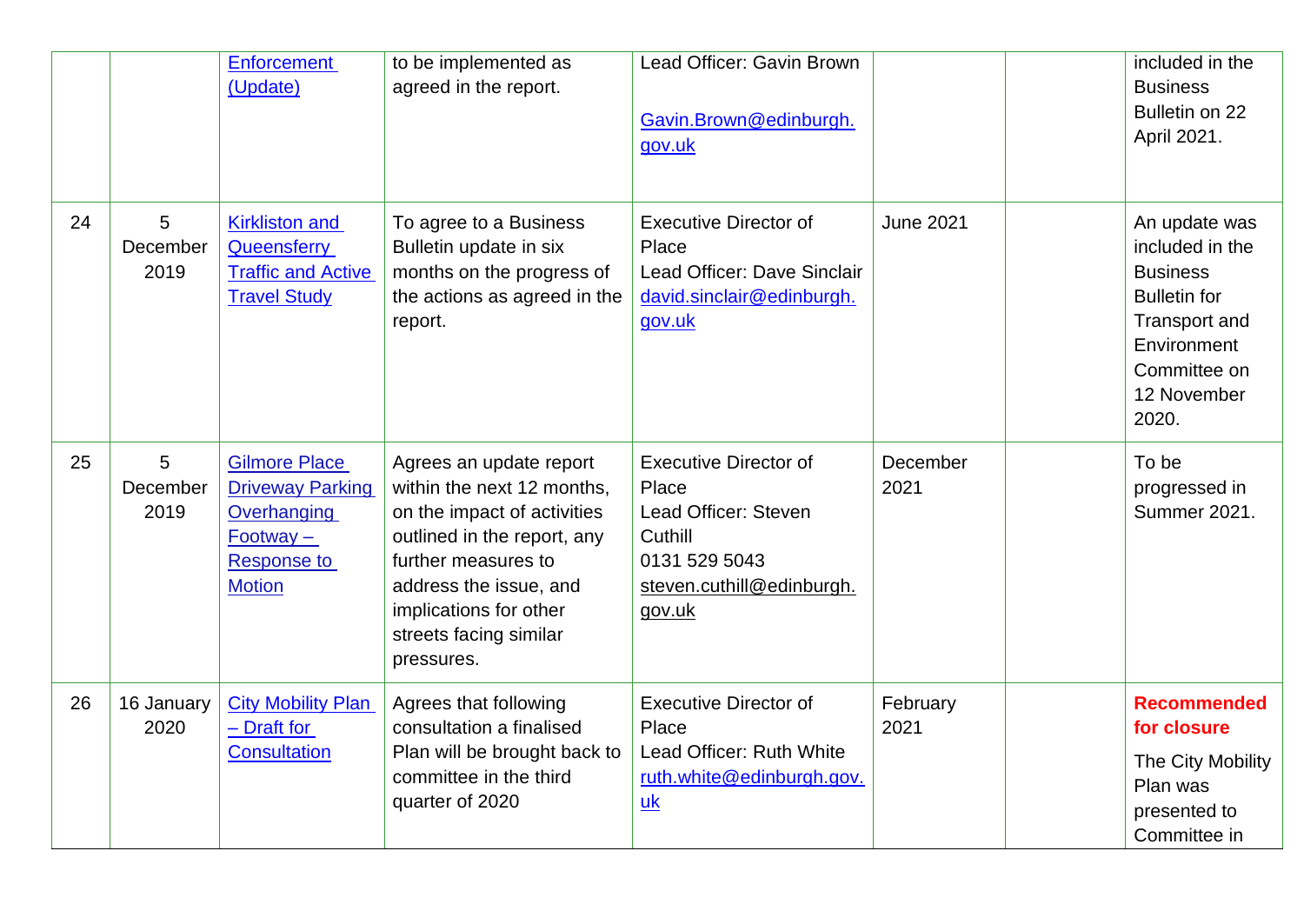| | | | | | | | |
|---|---|---|---|---|---|---|---|
| | | Enforcement (Update) | to be implemented as agreed in the report. | Lead Officer: Gavin Brown<br><br>Gavin.Brown@edinburgh.gov.uk | | | included in the Business Bulletin on 22 April 2021. |
| 24 | 5 December 2019 | Kirkliston and Queensferry Traffic and Active Travel Study | To agree to a Business Bulletin update in six months on the progress of the actions as agreed in the report. | Executive Director of Place<br>Lead Officer: Dave Sinclair<br>david.sinclair@edinburgh.gov.uk | June 2021 | | An update was included in the Business Bulletin for Transport and Environment Committee on 12 November 2020. |
| 25 | 5 December 2019 | Gilmore Place Driveway Parking Overhanging Footway – Response to Motion | Agrees an update report within the next 12 months, on the impact of activities outlined in the report, any further measures to address the issue, and implications for other streets facing similar pressures. | Executive Director of Place<br>Lead Officer: Steven Cuthill<br>0131 529 5043<br>steven.cuthill@edinburgh.gov.uk | December 2021 | | To be progressed in Summer 2021. |
| 26 | 16 January 2020 | City Mobility Plan – Draft for Consultation | Agrees that following consultation a finalised Plan will be brought back to committee in the third quarter of 2020 | Executive Director of Place<br>Lead Officer: Ruth White<br>ruth.white@edinburgh.gov.uk | February 2021 | | **Recommended for closure**<br><br>The City Mobility Plan was presented to Committee in |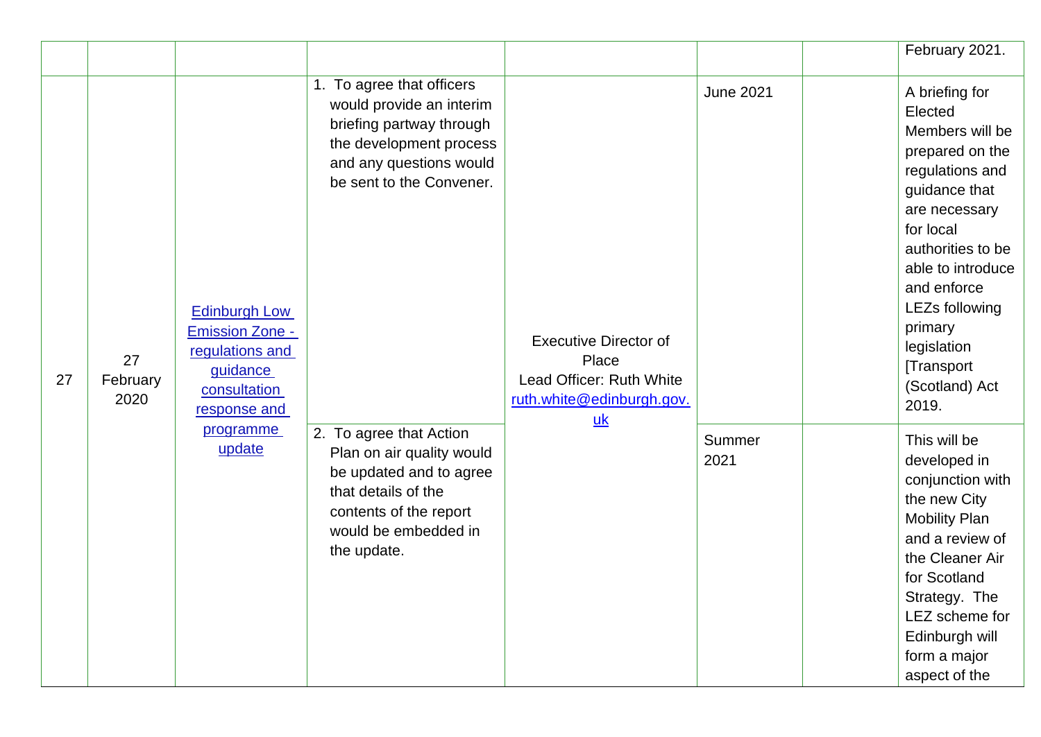| | | | | | | | |
|---|---|---|---|---|---|---|---|
| | | | | | | | February 2021. |
| 27 | 27 February 2020 | Edinburgh Low Emission Zone - regulations and guidance consultation response and programme update | 1. To agree that officers would provide an interim briefing partway through the development process and any questions would be sent to the Convener. | Executive Director of Place<br>Lead Officer: Ruth White<br>ruth.white@edinburgh.gov.uk | June 2021 | | A briefing for Elected Members will be prepared on the regulations and guidance that are necessary for local authorities to be able to introduce and enforce LEZs following primary legislation [Transport (Scotland) Act 2019. |
| | | | 2. To agree that Action Plan on air quality would be updated and to agree that details of the contents of the report would be embedded in the update. | | Summer 2021 | | This will be developed in conjunction with the new City Mobility Plan and a review of the Cleaner Air for Scotland Strategy. The LEZ scheme for Edinburgh will form a major aspect of the |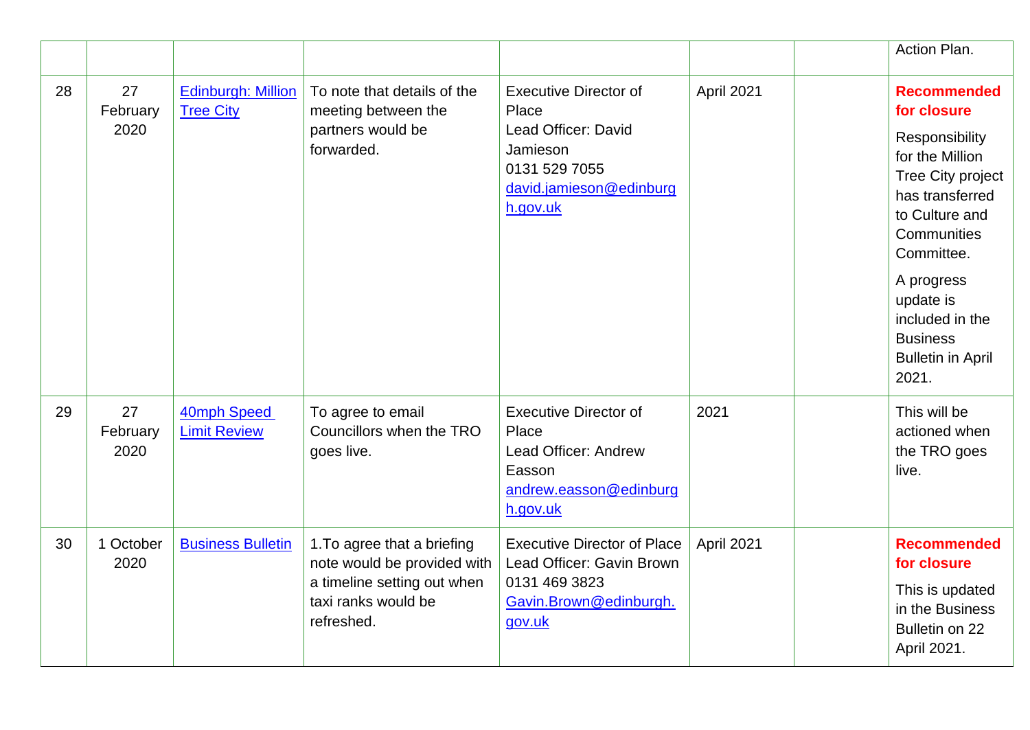| | | | | | | | |
|---|---|---|---|---|---|---|---|
| | | | | | | | Action Plan. |
| 28 | 27 February 2020 | Edinburgh: Million Tree City | To note that details of the meeting between the partners would be forwarded. | Executive Director of Place<br>Lead Officer: David Jamieson<br>0131 529 7055<br>david.jamieson@edinburgh.gov.uk | April 2021 | | **Recommended for closure**<br>Responsibility for the Million Tree City project has transferred to Culture and Communities Committee.<br>A progress update is included in the Business Bulletin in April 2021. |
| 29 | 27 February 2020 | 40mph Speed Limit Review | To agree to email Councillors when the TRO goes live. | Executive Director of Place<br>Lead Officer: Andrew Easson<br>andrew.easson@edinburgh.gov.uk | 2021 | | This will be actioned when the TRO goes live. |
| 30 | 1 October 2020 | Business Bulletin | 1.To agree that a briefing note would be provided with a timeline setting out when taxi ranks would be refreshed. | Executive Director of Place<br>Lead Officer: Gavin Brown<br>0131 469 3823<br>Gavin.Brown@edinburgh.gov.uk | April 2021 | | **Recommended for closure**<br>This is updated in the Business Bulletin on 22 April 2021. |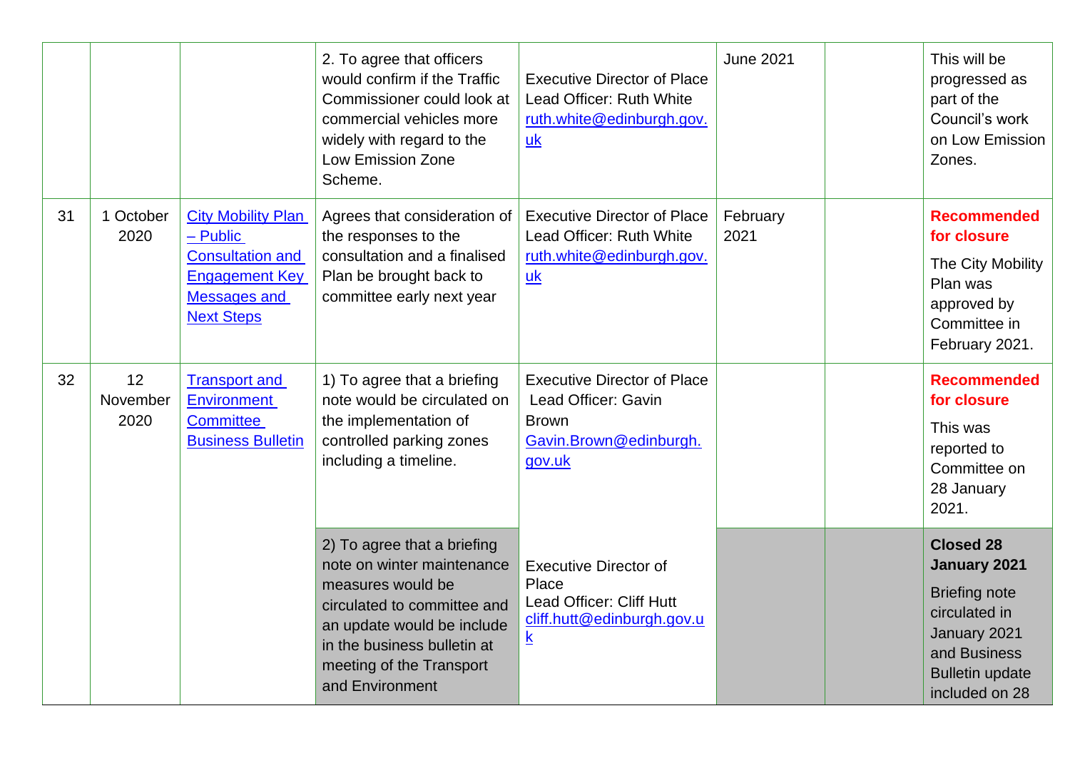| | | | | | | | |
|---|---|---|---|---|---|---|---|
| | | | 2. To agree that officers would confirm if the Traffic Commissioner could look at commercial vehicles more widely with regard to the Low Emission Zone Scheme. | Executive Director of Place Lead Officer: Ruth White [ruth.white@edinburgh.gov.uk](mailto:ruth.white@edinburgh.gov.uk) | June 2021 | | This will be progressed as part of the Council's work on Low Emission Zones. |
| 31 | 1 October 2020 | [City Mobility Plan – Public Consultation and Engagement Key Messages and Next Steps]() | Agrees that consideration of the responses to the consultation and a finalised Plan be brought back to committee early next year | Executive Director of Place Lead Officer: Ruth White [ruth.white@edinburgh.gov.uk](mailto:ruth.white@edinburgh.gov.uk) | February 2021 | | **Recommended for closure** The City Mobility Plan was approved by Committee in February 2021. |
| 32 | 12 November 2020 | [Transport and Environment Committee Business Bulletin]() | 1) To agree that a briefing note would be circulated on the implementation of controlled parking zones including a timeline. | Executive Director of Place Lead Officer: Gavin Brown [Gavin.Brown@edinburgh.gov.uk](mailto:Gavin.Brown@edinburgh.gov.uk) | | | **Recommended for closure** This was reported to Committee on 28 January 2021. |
| | | | 2) To agree that a briefing note on winter maintenance measures would be circulated to committee and an update would be include in the business bulletin at meeting of the Transport and Environment | Executive Director of Place Lead Officer: Cliff Hutt [cliff.hutt@edinburgh.gov.uk](mailto:cliff.hutt@edinburgh.gov.uk) | | | **Closed 28 January 2021** Briefing note circulated in January 2021 and Business Bulletin update included on 28 |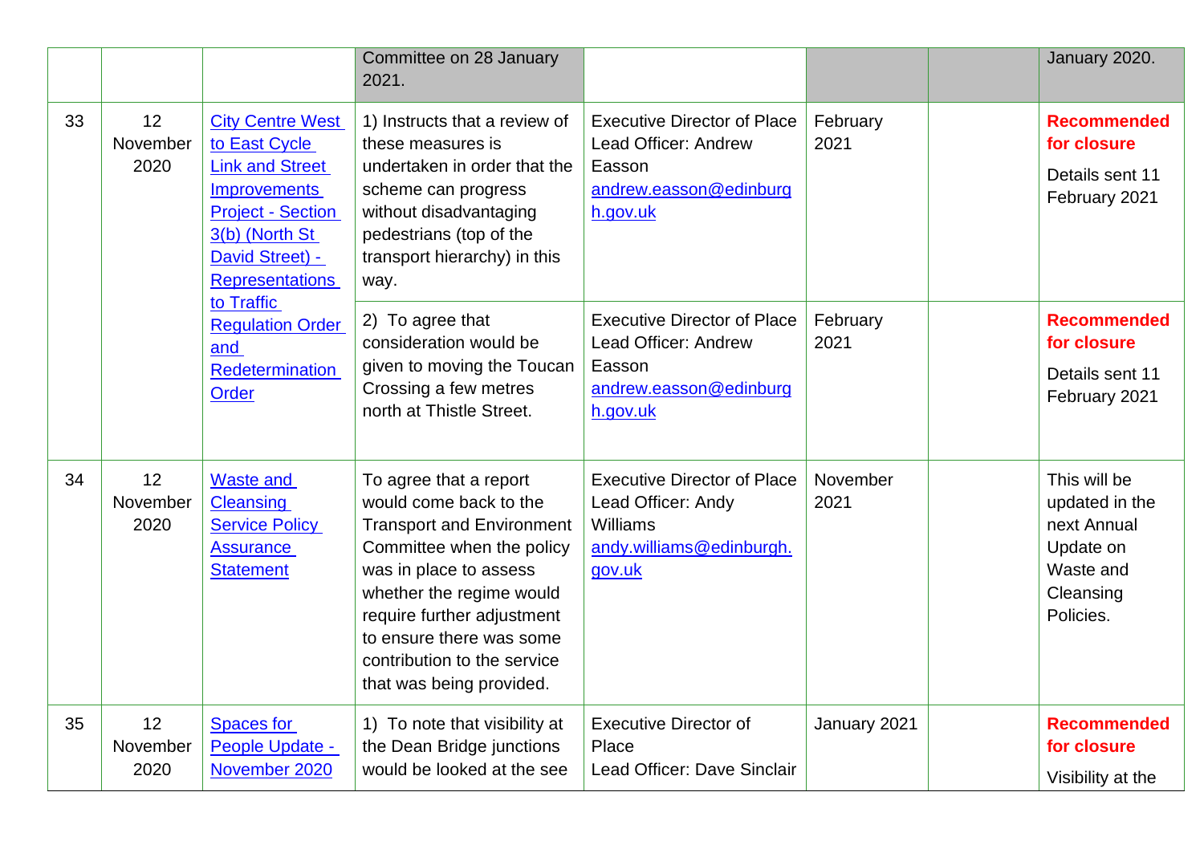| | | | Committee on 28 January 2021. | | | | January 2020. |
|---|---|---|---|---|---|---|---|
| 33 | 12 November 2020 | City Centre West to East Cycle Link and Street Improvements Project - Section 3(b) (North St David Street) - Representations to Traffic Regulation Order and Redetermination Order | 1) Instructs that a review of these measures is undertaken in order that the scheme can progress without disadvantaging pedestrians (top of the transport hierarchy) in this way. | Executive Director of Place Lead Officer: Andrew Easson andrew.easson@edinburgh.gov.uk | February 2021 | | **Recommended for closure** Details sent 11 February 2021 |
| | | | 2) To agree that consideration would be given to moving the Toucan Crossing a few metres north at Thistle Street. | Executive Director of Place Lead Officer: Andrew Easson andrew.easson@edinburgh.gov.uk | February 2021 | | **Recommended for closure** Details sent 11 February 2021 |
| 34 | 12 November 2020 | Waste and Cleansing Service Policy Assurance Statement | To agree that a report would come back to the Transport and Environment Committee when the policy was in place to assess whether the regime would require further adjustment to ensure there was some contribution to the service that was being provided. | Executive Director of Place Lead Officer: Andy Williams andy.williams@edinburgh.gov.uk | November 2021 | | This will be updated in the next Annual Update on Waste and Cleansing Policies. |
| 35 | 12 November 2020 | Spaces for People Update - November 2020 | 1) To note that visibility at the Dean Bridge junctions would be looked at the see | Executive Director of Place Lead Officer: Dave Sinclair | January 2021 | | **Recommended for closure** Visibility at the |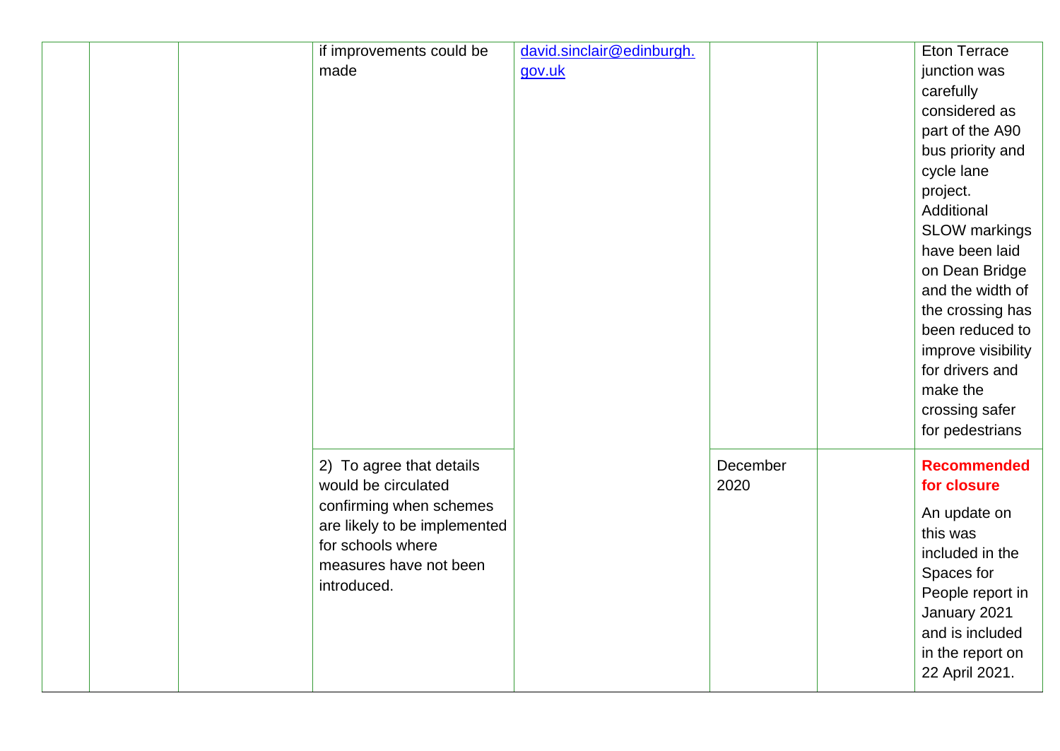|  |  |  |  |  |  |  |  |
|---|---|---|---|---|---|---|---|
|  |  |  | if improvements could be made | david.sinclair@edinburgh.gov.uk |  |  | Eton Terrace junction was carefully considered as part of the A90 bus priority and cycle lane project. Additional SLOW markings have been laid on Dean Bridge and the width of the crossing has been reduced to improve visibility for drivers and make the crossing safer for pedestrians |
|  |  |  | 2) To agree that details would be circulated confirming when schemes are likely to be implemented for schools where measures have not been introduced. |  | December 2020 |  | **Recommended for closure** An update on this was included in the Spaces for People report in January 2021 and is included in the report on 22 April 2021. |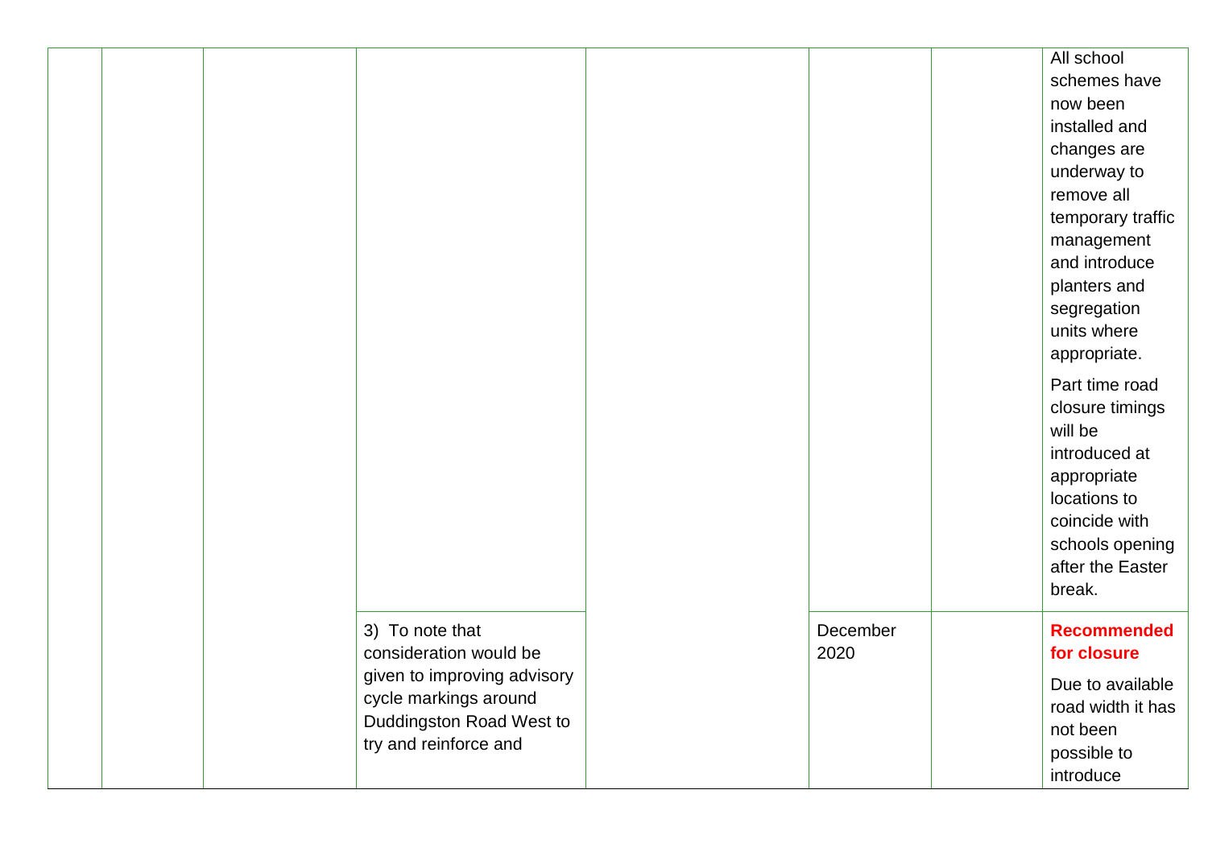|  |  |  |  |  |  |  |  |
|---|---|---|---|---|---|---|---|
|  |  |  |  |  |  |  | All school schemes have now been installed and changes are underway to remove all temporary traffic management and introduce planters and segregation units where appropriate.<br><br>Part time road closure timings will be introduced at appropriate locations to coincide with schools opening after the Easter break. |
|  |  |  | 3) To note that consideration would be given to improving advisory cycle markings around Duddingston Road West to try and reinforce and |  | December 2020 |  | **Recommended for closure**<br><br>Due to available road width it has not been possible to introduce |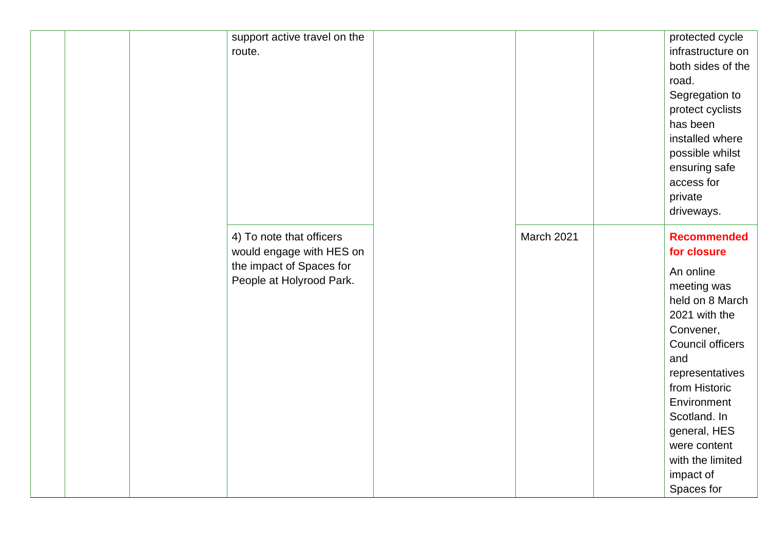| | | | | | | | |
|---|---|---|---|---|---|---|---|
| | | | support active travel on the route. | | | | protected cycle infrastructure on both sides of the road. Segregation to protect cyclists has been installed where possible whilst ensuring safe access for private driveways. |
| | | | 4) To note that officers would engage with HES on the impact of Spaces for People at Holyrood Park. | | March 2021 | | **Recommended for closure** An online meeting was held on 8 March 2021 with the Convener, Council officers and representatives from Historic Environment Scotland. In general, HES were content with the limited impact of Spaces for |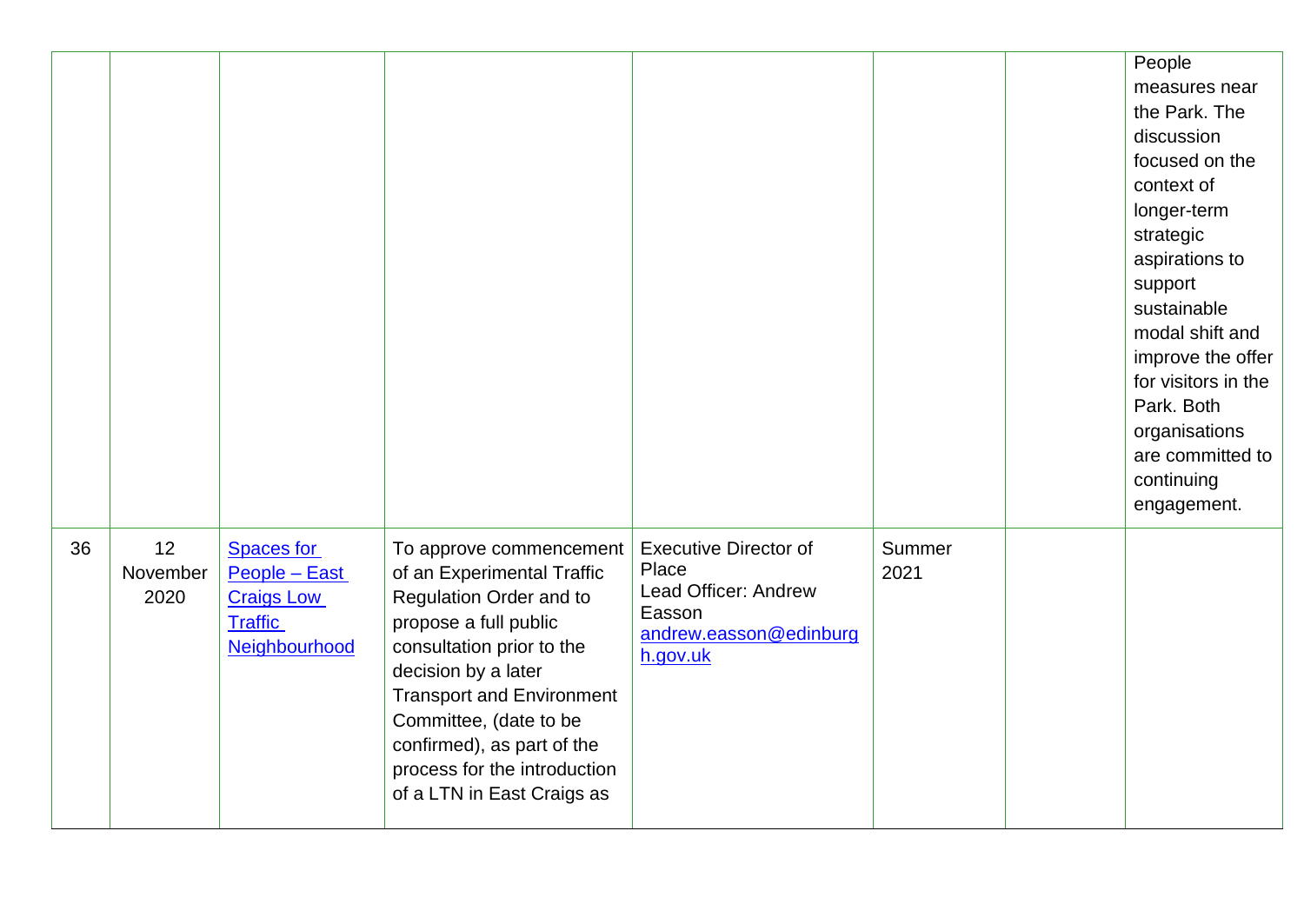| | | | | | | | |
|---|---|---|---|---|---|---|---|
| | | | | | | | People measures near the Park. The discussion focused on the context of longer-term strategic aspirations to support sustainable modal shift and improve the offer for visitors in the Park. Both organisations are committed to continuing engagement. |
| 36 | 12 November 2020 | [Spaces for People – East Craigs Low Traffic Neighbourhood]() | To approve commencement of an Experimental Traffic Regulation Order and to propose a full public consultation prior to the decision by a later Transport and Environment Committee, (date to be confirmed), as part of the process for the introduction of a LTN in East Craigs as | Executive Director of Place<br>Lead Officer: Andrew Easson<br>[andrew.easson@edinburgh.gov.uk](mailto:andrew.easson@edinburgh.gov.uk) | Summer 2021 | | |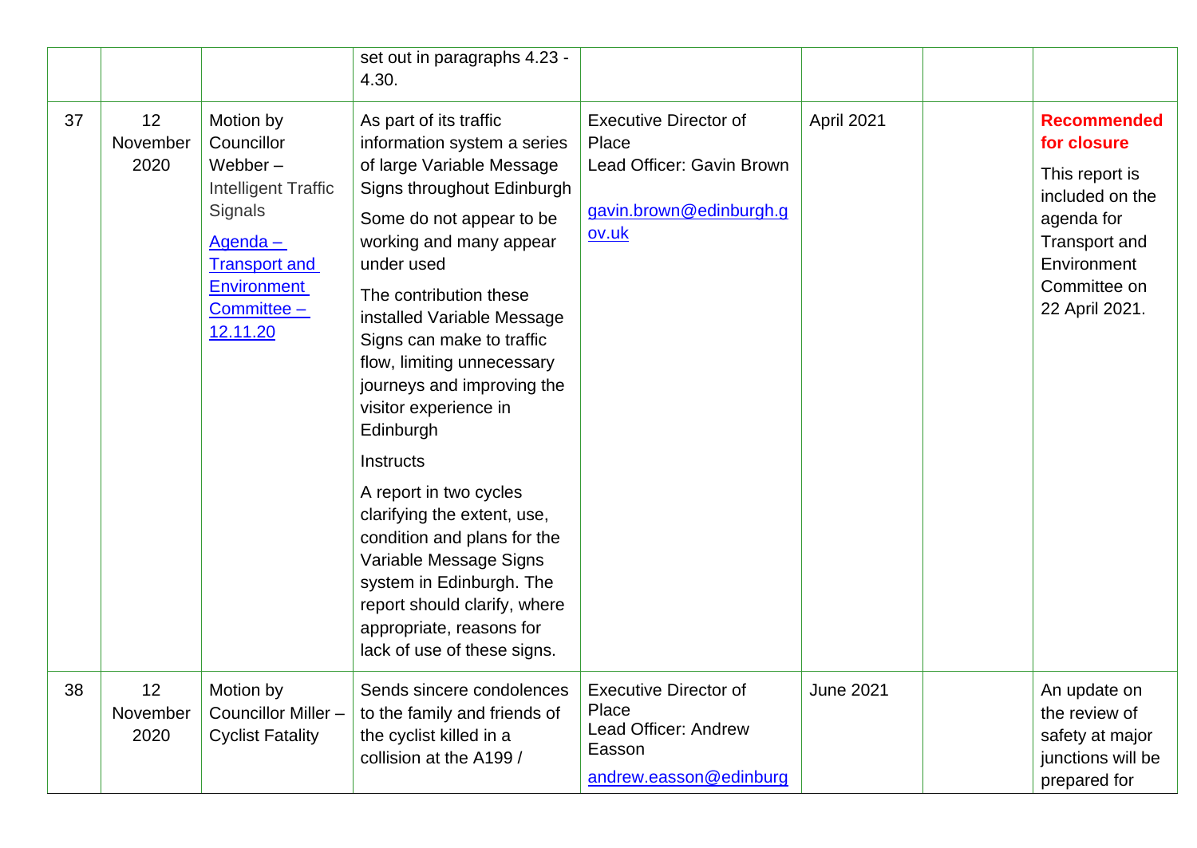| | | | | | | | |
|---|---|---|---|---|---|---|---|
| | | | set out in paragraphs 4.23 - 4.30. | | | | |
| 37 | 12 November 2020 | Motion by Councillor Webber – Intelligent Traffic Signals<br><br>Agenda – Transport and Environment Committee – 12.11.20 | As part of its traffic information system a series of large Variable Message Signs throughout Edinburgh<br><br>Some do not appear to be working and many appear under used<br><br>The contribution these installed Variable Message Signs can make to traffic flow, limiting unnecessary journeys and improving the visitor experience in Edinburgh<br><br>Instructs<br><br>A report in two cycles clarifying the extent, use, condition and plans for the Variable Message Signs system in Edinburgh. The report should clarify, where appropriate, reasons for lack of use of these signs. | Executive Director of Place<br>Lead Officer: Gavin Brown<br><br>gavin.brown@edinburgh.gov.uk | April 2021 | | **Recommended for closure**<br><br>This report is included on the agenda for Transport and Environment Committee on 22 April 2021. |
| 38 | 12 November 2020 | Motion by Councillor Miller – Cyclist Fatality | Sends sincere condolences to the family and friends of the cyclist killed in a collision at the A199 / | Executive Director of Place<br>Lead Officer: Andrew Easson<br><br>andrew.easson@edinburg | June 2021 | | An update on the review of safety at major junctions will be prepared for |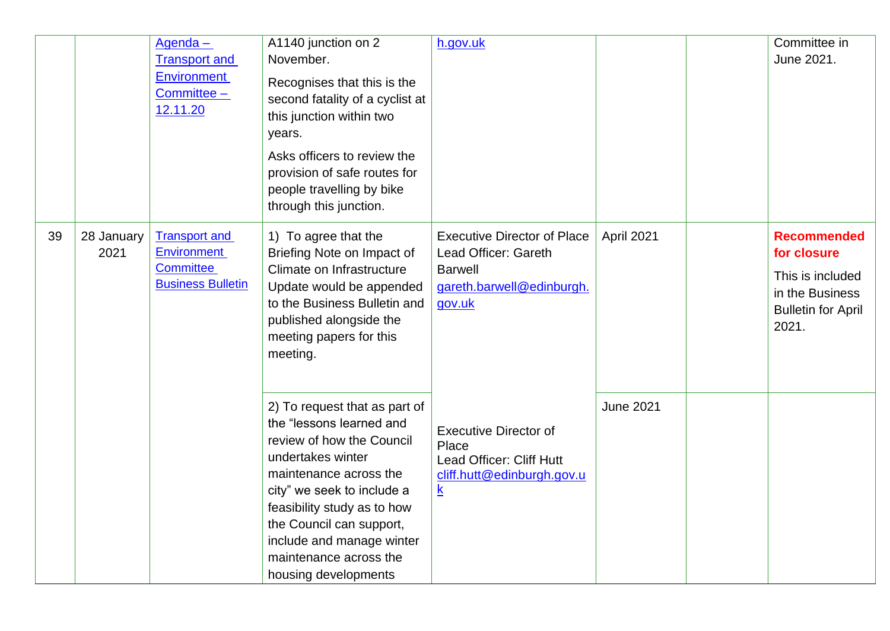| | | | | | | | |
|---|---|---|---|---|---|---|---|
| | | Agenda – Transport and Environment Committee – 12.11.20 | A1140 junction on 2 November.<br><br>Recognises that this is the second fatality of a cyclist at this junction within two years.<br><br>Asks officers to review the provision of safe routes for people travelling by bike through this junction. | h.gov.uk | | | Committee in June 2021. |
| 39 | 28 January 2021 | Transport and Environment Committee Business Bulletin | 1) To agree that the Briefing Note on Impact of Climate on Infrastructure Update would be appended to the Business Bulletin and published alongside the meeting papers for this meeting. | Executive Director of Place<br>Lead Officer: Gareth Barwell<br>gareth.barwell@edinburgh.gov.uk | April 2021 | | **Recommended for closure**<br><br>This is included in the Business Bulletin for April 2021. |
| | | | 2) To request that as part of the “lessons learned and review of how the Council undertakes winter maintenance across the city” we seek to include a feasibility study as to how the Council can support, include and manage winter maintenance across the housing developments | Executive Director of Place<br>Lead Officer: Cliff Hutt<br>cliff.hutt@edinburgh.gov.uk | June 2021 | | |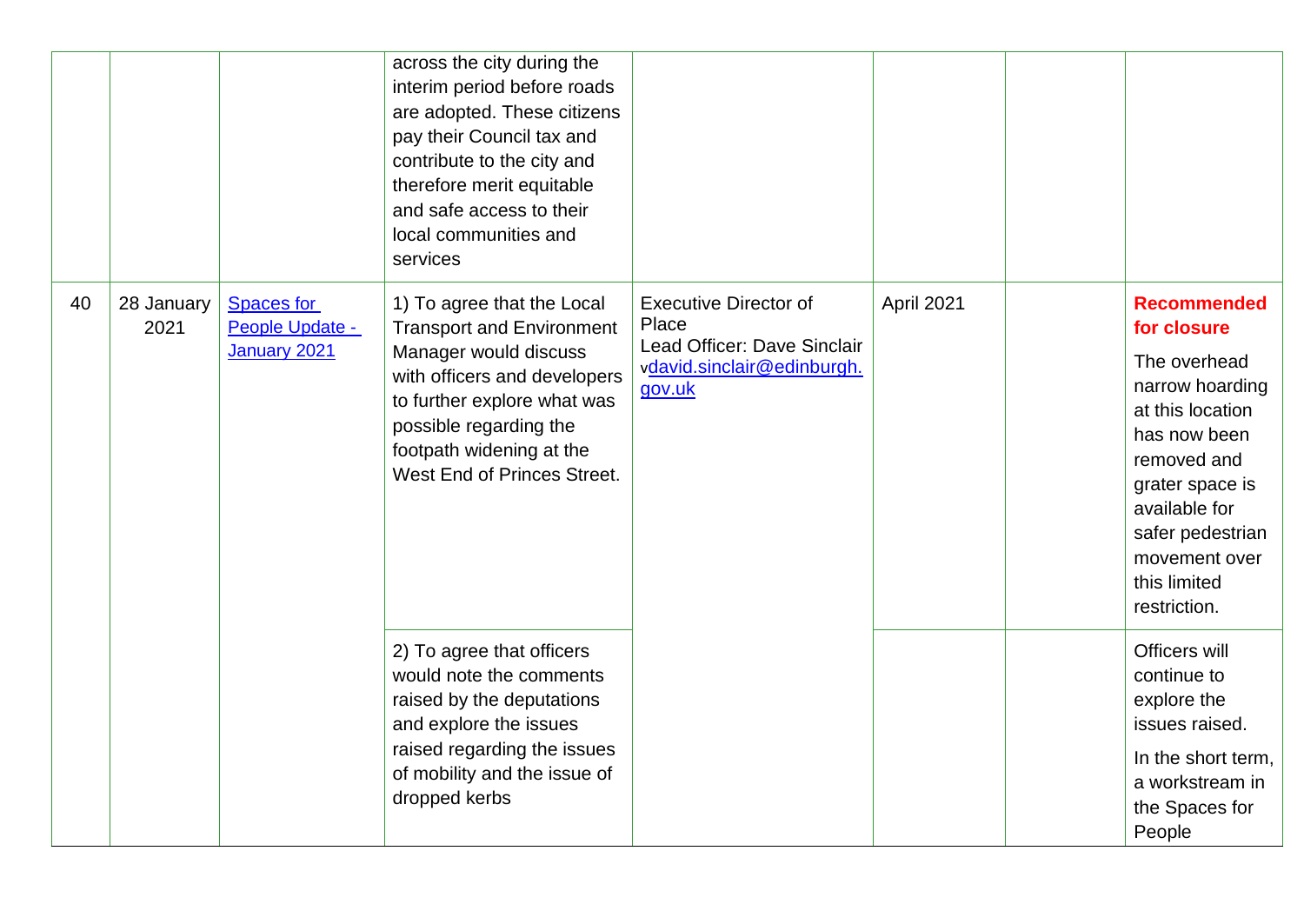| | | | | | | | |
|---|---|---|---|---|---|---|---|
| | | | across the city during the interim period before roads are adopted. These citizens pay their Council tax and contribute to the city and therefore merit equitable and safe access to their local communities and services | | | | |
| 40 | 28 January 2021 | [Spaces for People Update - January 2021]() | 1) To agree that the Local Transport and Environment Manager would discuss with officers and developers to further explore what was possible regarding the footpath widening at the West End of Princes Street. | Executive Director of Place<br>Lead Officer: Dave Sinclair v[david.sinclair@edinburgh.gov.uk](mailto:david.sinclair@edinburgh.gov.uk) | April 2021 | | **Recommended for closure**<br>The overhead narrow hoarding at this location has now been removed and grater space is available for safer pedestrian movement over this limited restriction. |
| | | | 2) To agree that officers would note the comments raised by the deputations and explore the issues raised regarding the issues of mobility and the issue of dropped kerbs | | | | Officers will continue to explore the issues raised.<br>In the short term, a workstream in the Spaces for People |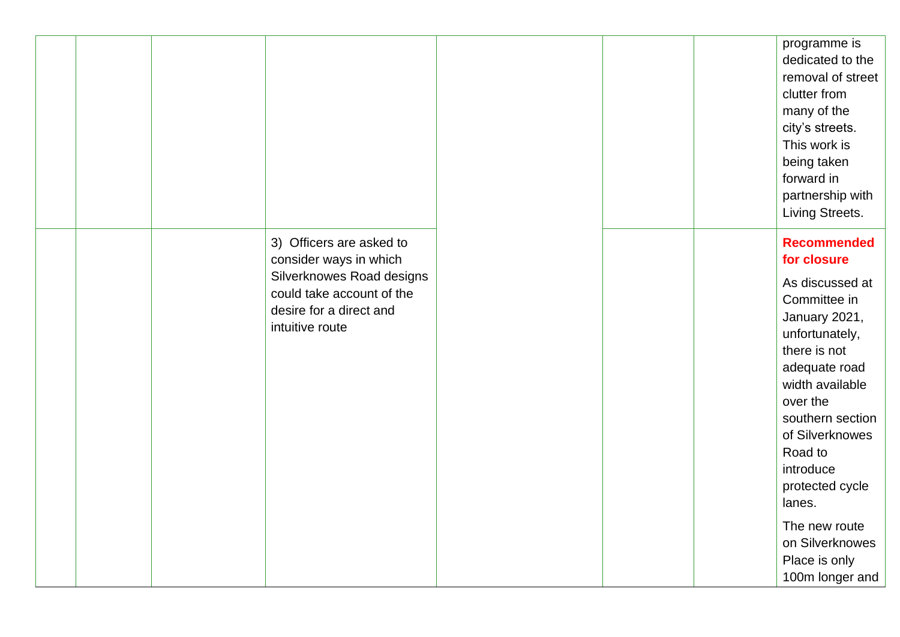| | | | | | | | |
|---|---|---|---|---|---|---|---|
| | | | | | | | programme is dedicated to the removal of street clutter from many of the city's streets. This work is being taken forward in partnership with Living Streets. |
| | | | 3) Officers are asked to consider ways in which Silverknowes Road designs could take account of the desire for a direct and intuitive route | | | | **Recommended for closure**<br><br>As discussed at Committee in January 2021, unfortunately, there is not adequate road width available over the southern section of Silverknowes Road to introduce protected cycle lanes.<br><br>The new route on Silverknowes Place is only 100m longer and |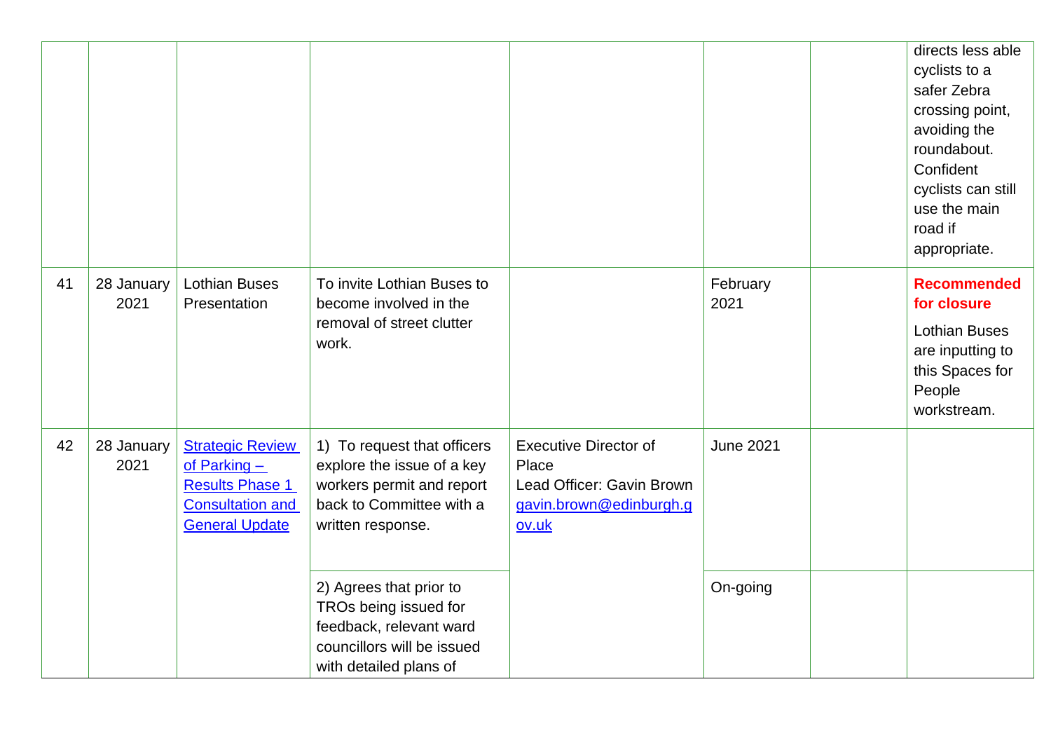| | | | | | | | |
|---|---|---|---|---|---|---|---|
| | | | | | | | directs less able cyclists to a safer Zebra crossing point, avoiding the roundabout. Confident cyclists can still use the main road if appropriate. |
| 41 | 28 January 2021 | Lothian Buses Presentation | To invite Lothian Buses to become involved in the removal of street clutter work. | | February 2021 | | **Recommended for closure** Lothian Buses are inputting to this Spaces for People workstream. |
| 42 | 28 January 2021 | [Strategic Review of Parking – Results Phase 1 Consultation and General Update]() | 1) To request that officers explore the issue of a key workers permit and report back to Committee with a written response. | Executive Director of Place Lead Officer: Gavin Brown [gavin.brown@edinburgh.gov.uk](mailto:gavin.brown@edinburgh.gov.uk) | June 2021 | | |
| | | | 2) Agrees that prior to TROs being issued for feedback, relevant ward councillors will be issued with detailed plans of | | On-going | | |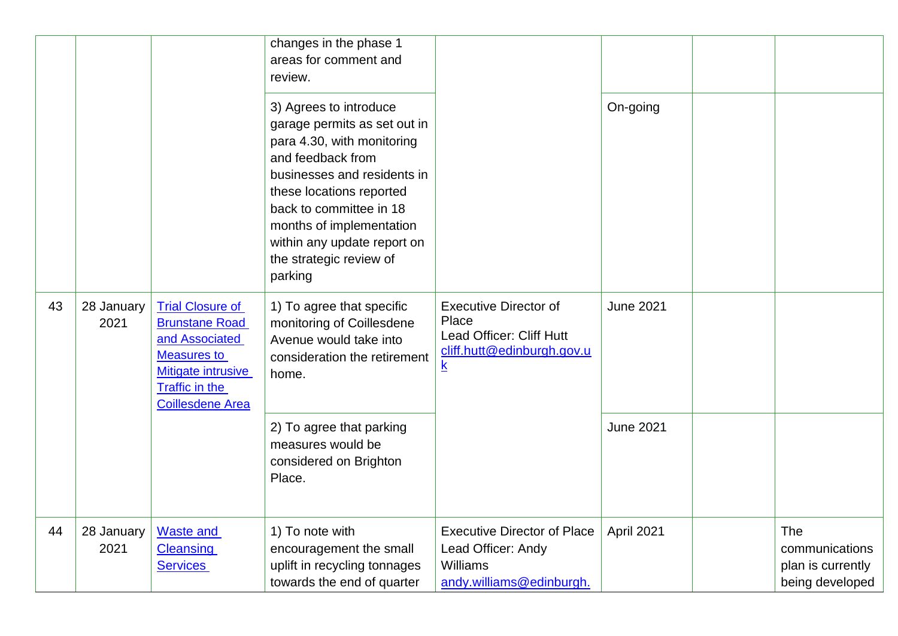| | | | | | | | |
|---|---|---|---|---|---|---|---|
| | | | changes in the phase 1 areas for comment and review. | | | | |
| | | | 3) Agrees to introduce garage permits as set out in para 4.30, with monitoring and feedback from businesses and residents in these locations reported back to committee in 18 months of implementation within any update report on the strategic review of parking | | On-going | | |
| 43 | 28 January 2021 | Trial Closure of Brunstane Road and Associated Measures to Mitigate intrusive Traffic in the Coillesdene Area | 1) To agree that specific monitoring of Coillesdene Avenue would take into consideration the retirement home. | Executive Director of Place<br>Lead Officer: Cliff Hutt<br>cliff.hutt@edinburgh.gov.uk | June 2021 | | |
| | | | 2) To agree that parking measures would be considered on Brighton Place. | | June 2021 | | |
| 44 | 28 January 2021 | Waste and Cleansing Services | 1) To note with encouragement the small uplift in recycling tonnages towards the end of quarter | Executive Director of Place<br>Lead Officer: Andy Williams<br>andy.williams@edinburgh. | April 2021 | | The communications plan is currently being developed |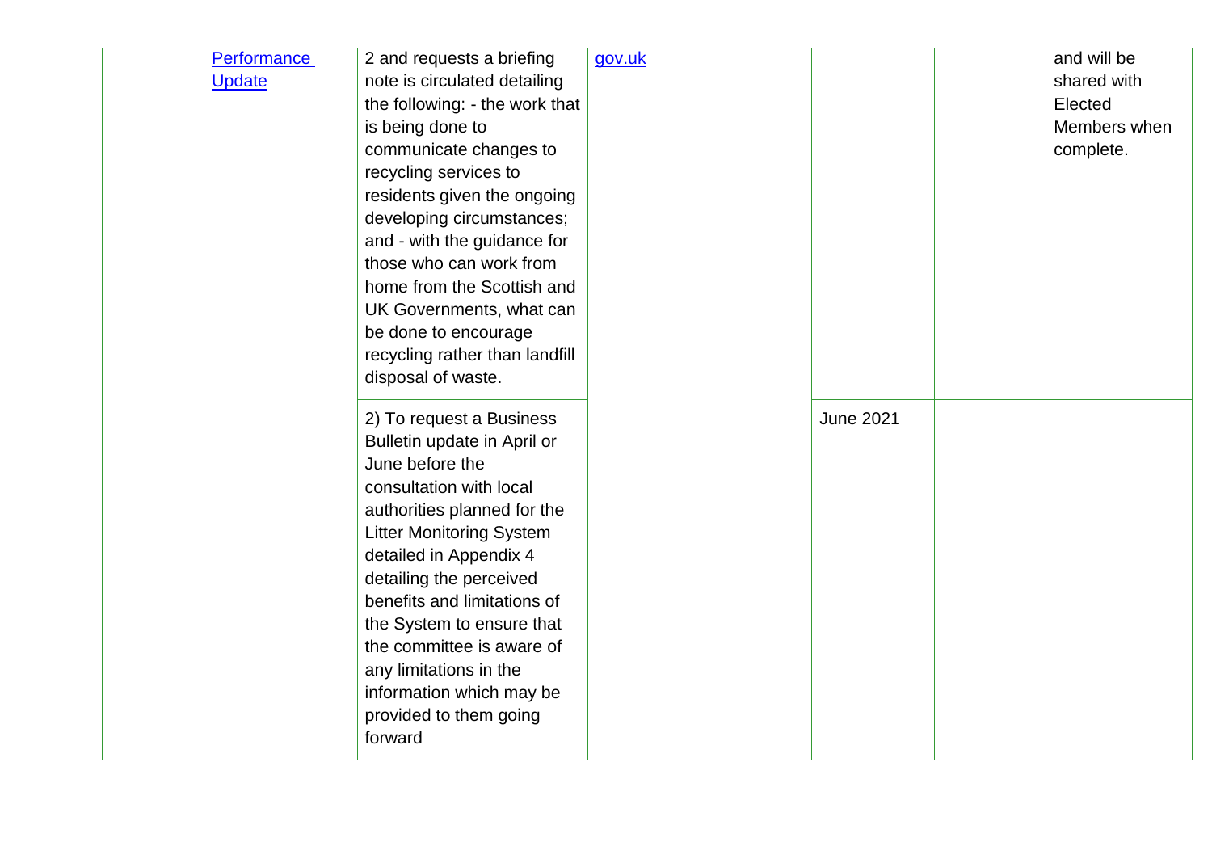| | | | | | | | |
|---|---|---|---|---|---|---|---|
| | | Performance Update | 2 and requests a briefing note is circulated detailing the following: - the work that is being done to communicate changes to recycling services to residents given the ongoing developing circumstances; and - with the guidance for those who can work from home from the Scottish and UK Governments, what can be done to encourage recycling rather than landfill disposal of waste. | gov.uk | | | and will be shared with Elected Members when complete. |
| | | | 2) To request a Business Bulletin update in April or June before the consultation with local authorities planned for the Litter Monitoring System detailed in Appendix 4 detailing the perceived benefits and limitations of the System to ensure that the committee is aware of any limitations in the information which may be provided to them going forward | | June 2021 | | |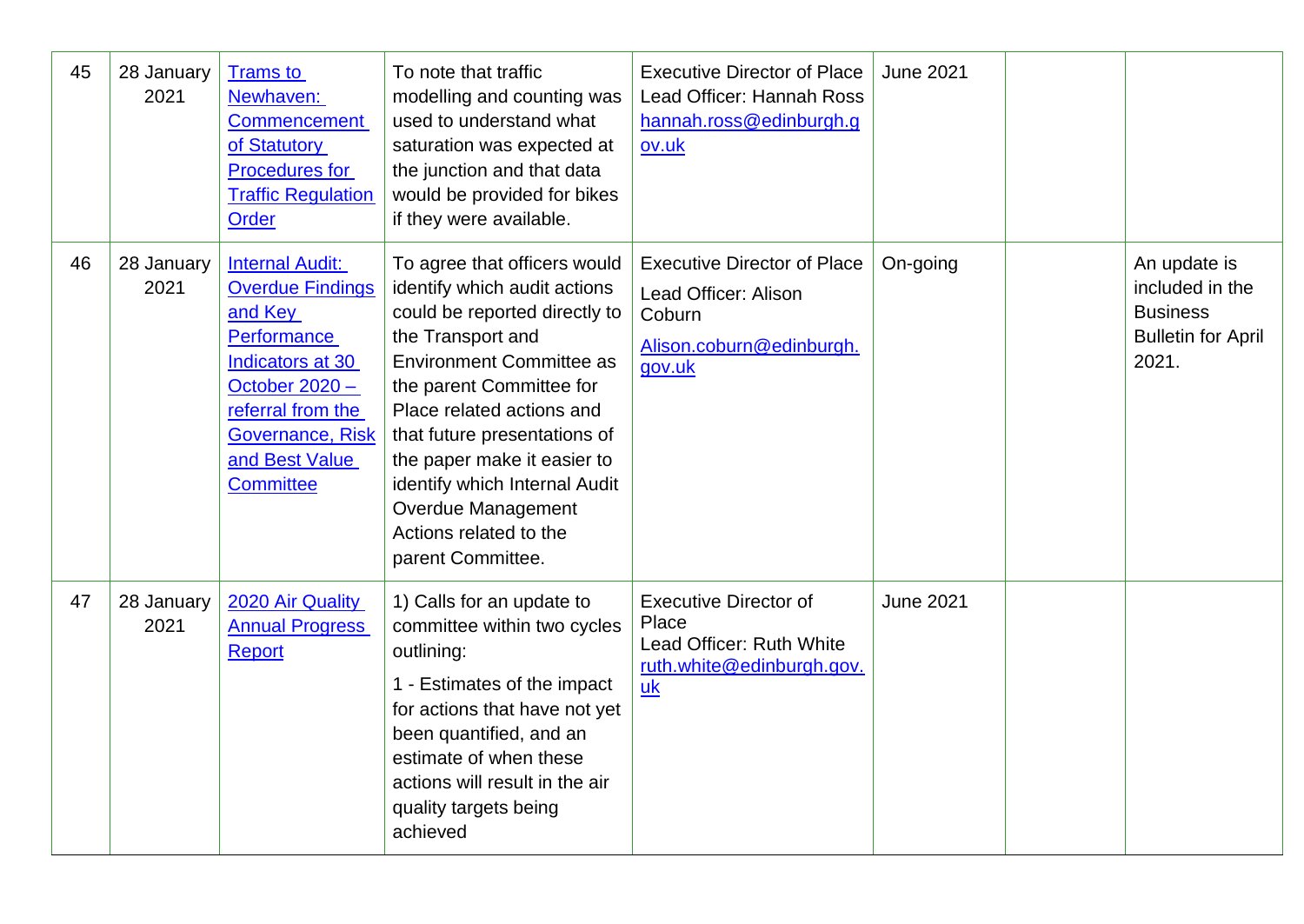| 45 | 28 January 2021 | [Trams to Newhaven: Commencement of Statutory Procedures for Traffic Regulation Order]() | To note that traffic modelling and counting was used to understand what saturation was expected at the junction and that data would be provided for bikes if they were available. | Executive Director of Place<br>Lead Officer: Hannah Ross<br>[hannah.ross@edinburgh.gov.uk](mailto:hannah.ross@edinburgh.gov.uk) | June 2021 | | |
|---|---|---|---|---|---|---|---|
| 46 | 28 January 2021 | [Internal Audit: Overdue Findings and Key Performance Indicators at 30 October 2020 – referral from the Governance, Risk and Best Value Committee]() | To agree that officers would identify which audit actions could be reported directly to the Transport and Environment Committee as the parent Committee for Place related actions and that future presentations of the paper make it easier to identify which Internal Audit Overdue Management Actions related to the parent Committee. | Executive Director of Place<br>Lead Officer: Alison Coburn<br>[Alison.coburn@edinburgh.gov.uk](mailto:Alison.coburn@edinburgh.gov.uk) | On-going | | An update is included in the Business Bulletin for April 2021. |
| 47 | 28 January 2021 | [2020 Air Quality Annual Progress Report]() | 1) Calls for an update to committee within two cycles outlining:<br>1 - Estimates of the impact for actions that have not yet been quantified, and an estimate of when these actions will result in the air quality targets being achieved | Executive Director of Place<br>Lead Officer: Ruth White<br>[ruth.white@edinburgh.gov.uk](mailto:ruth.white@edinburgh.gov.uk) | June 2021 | | |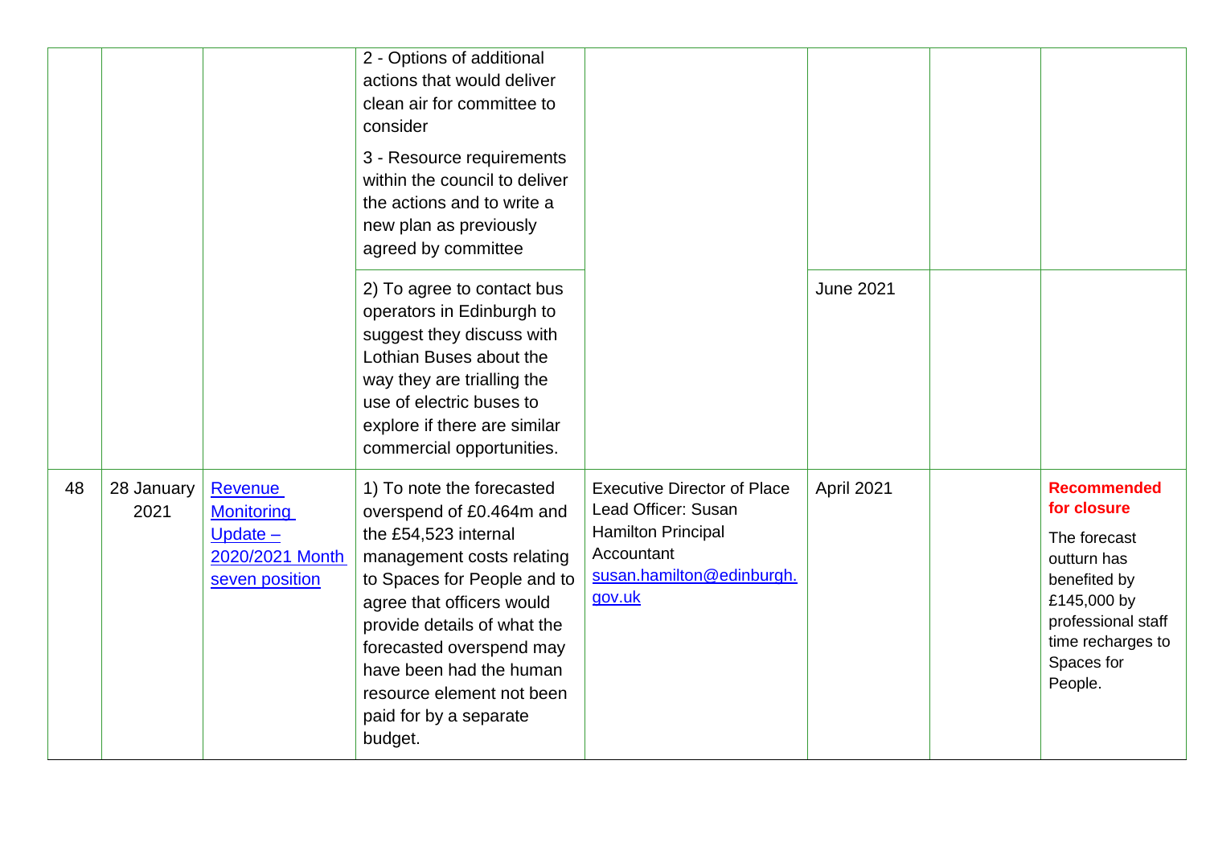|  |  |  |  |  |  |  |  |
|---|---|---|---|---|---|---|---|
|  |  |  | 2 - Options of additional actions that would deliver clean air for committee to consider<br><br>3 - Resource requirements within the council to deliver the actions and to write a new plan as previously agreed by committee |  |  |  |  |
|  |  |  | 2) To agree to contact bus operators in Edinburgh to suggest they discuss with Lothian Buses about the way they are trialling the use of electric buses to explore if there are similar commercial opportunities. |  | June 2021 |  |  |
| 48 | 28 January 2021 | Revenue Monitoring Update – 2020/2021 Month seven position | 1) To note the forecasted overspend of £0.464m and the £54,523 internal management costs relating to Spaces for People and to agree that officers would provide details of what the forecasted overspend may have been had the human resource element not been paid for by a separate budget. | Executive Director of Place<br>Lead Officer: Susan Hamilton Principal Accountant<br>susan.hamilton@edinburgh.gov.uk | April 2021 |  | **Recommended for closure**<br><br>The forecast outturn has benefited by £145,000 by professional staff time recharges to Spaces for People. |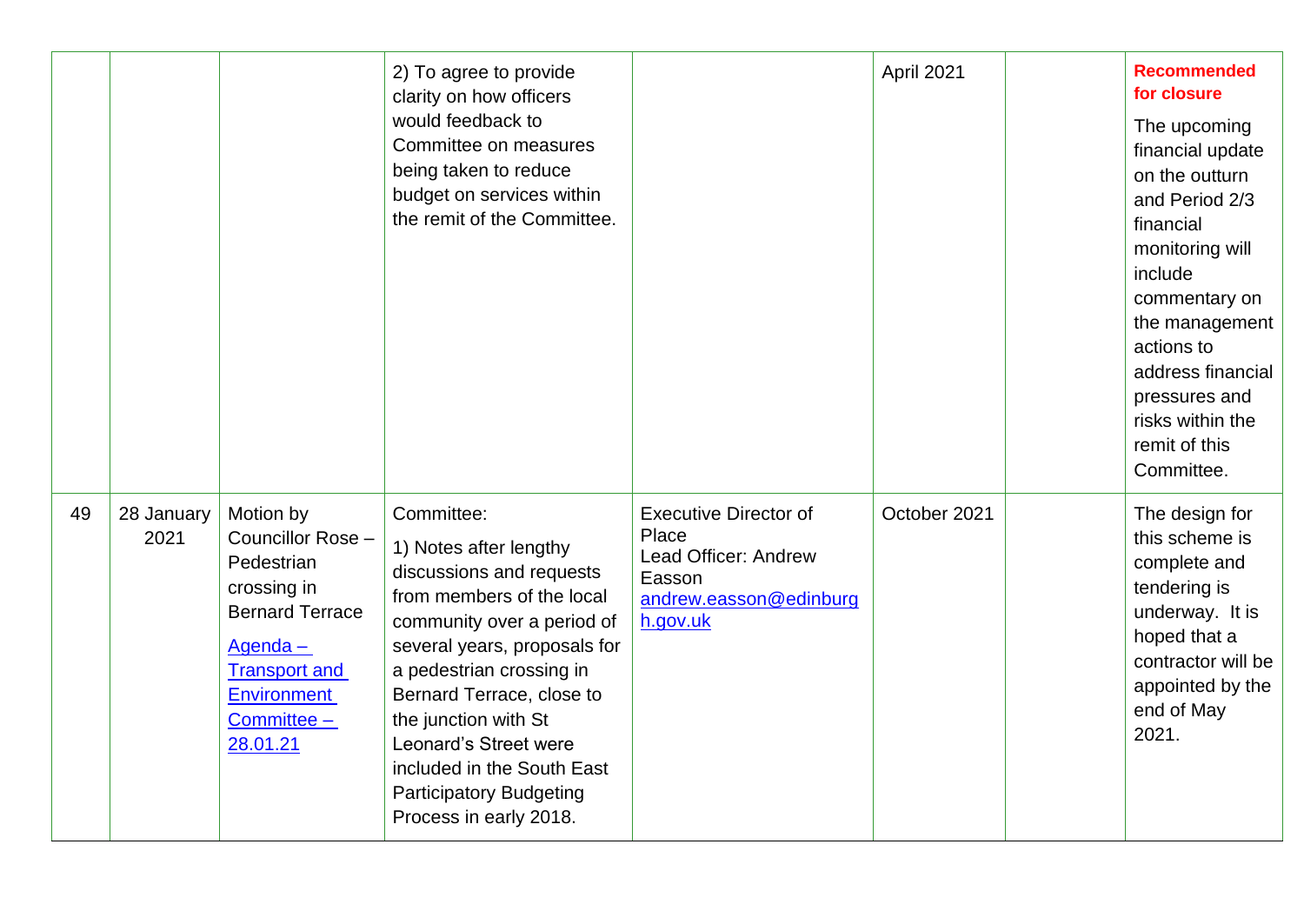| | | | | | | | |
|---|---|---|---|---|---|---|---|
| | | | 2) To agree to provide clarity on how officers would feedback to Committee on measures being taken to reduce budget on services within the remit of the Committee. | | April 2021 | | **Recommended for closure** The upcoming financial update on the outturn and Period 2/3 financial monitoring will include commentary on the management actions to address financial pressures and risks within the remit of this Committee. |
| 49 | 28 January 2021 | Motion by Councillor Rose – Pedestrian crossing in Bernard Terrace [Agenda – Transport and Environment Committee – 28.01.21] | Committee: 1) Notes after lengthy discussions and requests from members of the local community over a period of several years, proposals for a pedestrian crossing in Bernard Terrace, close to the junction with St Leonard's Street were included in the South East Participatory Budgeting Process in early 2018. | Executive Director of Place Lead Officer: Andrew Easson [andrew.easson@edinburgh.gov.uk] | October 2021 | | The design for this scheme is complete and tendering is underway. It is hoped that a contractor will be appointed by the end of May 2021. |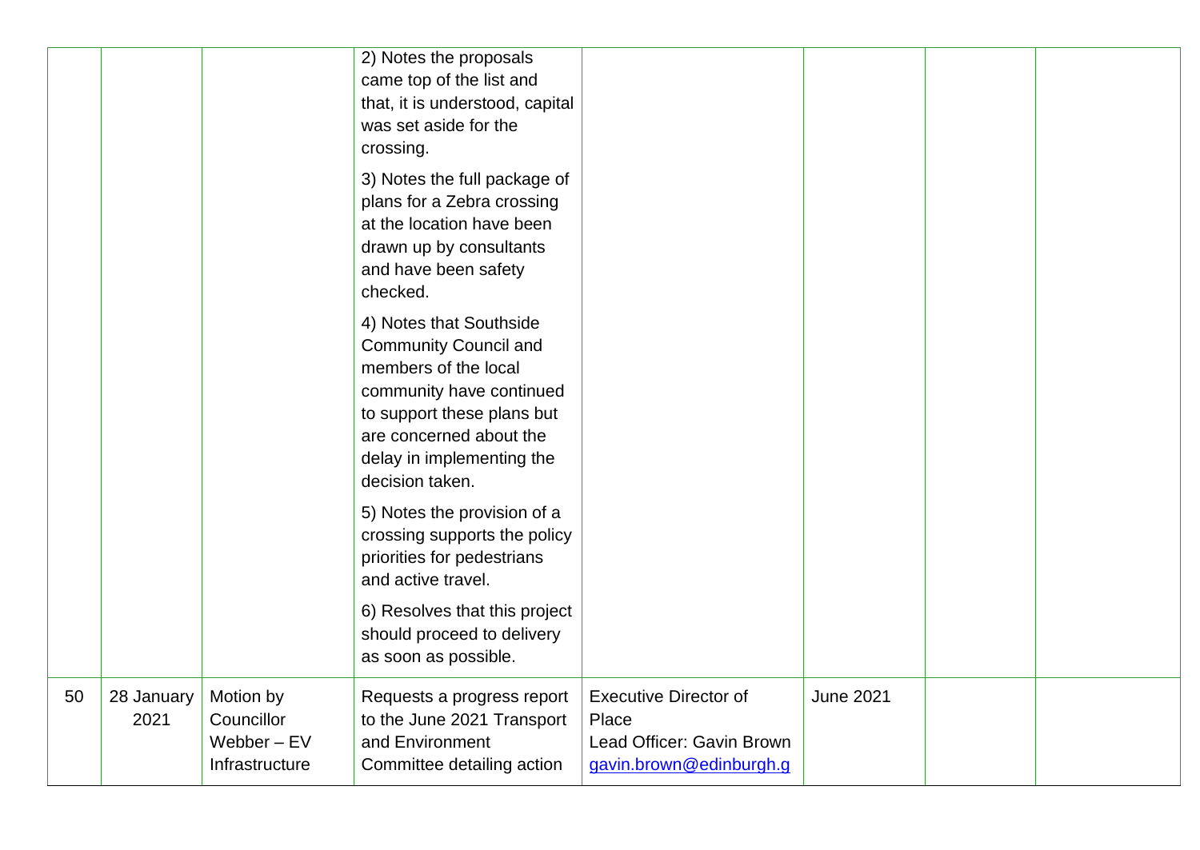| | | | | | | | |
|---|---|---|---|---|---|---|---|
| | | | 2) Notes the proposals came top of the list and that, it is understood, capital was set aside for the crossing.<br><br>3) Notes the full package of plans for a Zebra crossing at the location have been drawn up by consultants and have been safety checked.<br><br>4) Notes that Southside Community Council and members of the local community have continued to support these plans but are concerned about the delay in implementing the decision taken.<br><br>5) Notes the provision of a crossing supports the policy priorities for pedestrians and active travel.<br><br>6) Resolves that this project should proceed to delivery as soon as possible. | | | | |
| 50 | 28 January 2021 | Motion by Councillor Webber – EV Infrastructure | Requests a progress report to the June 2021 Transport and Environment Committee detailing action | Executive Director of Place<br>Lead Officer: Gavin Brown<br>gavin.brown@edinburgh.g | June 2021 | | |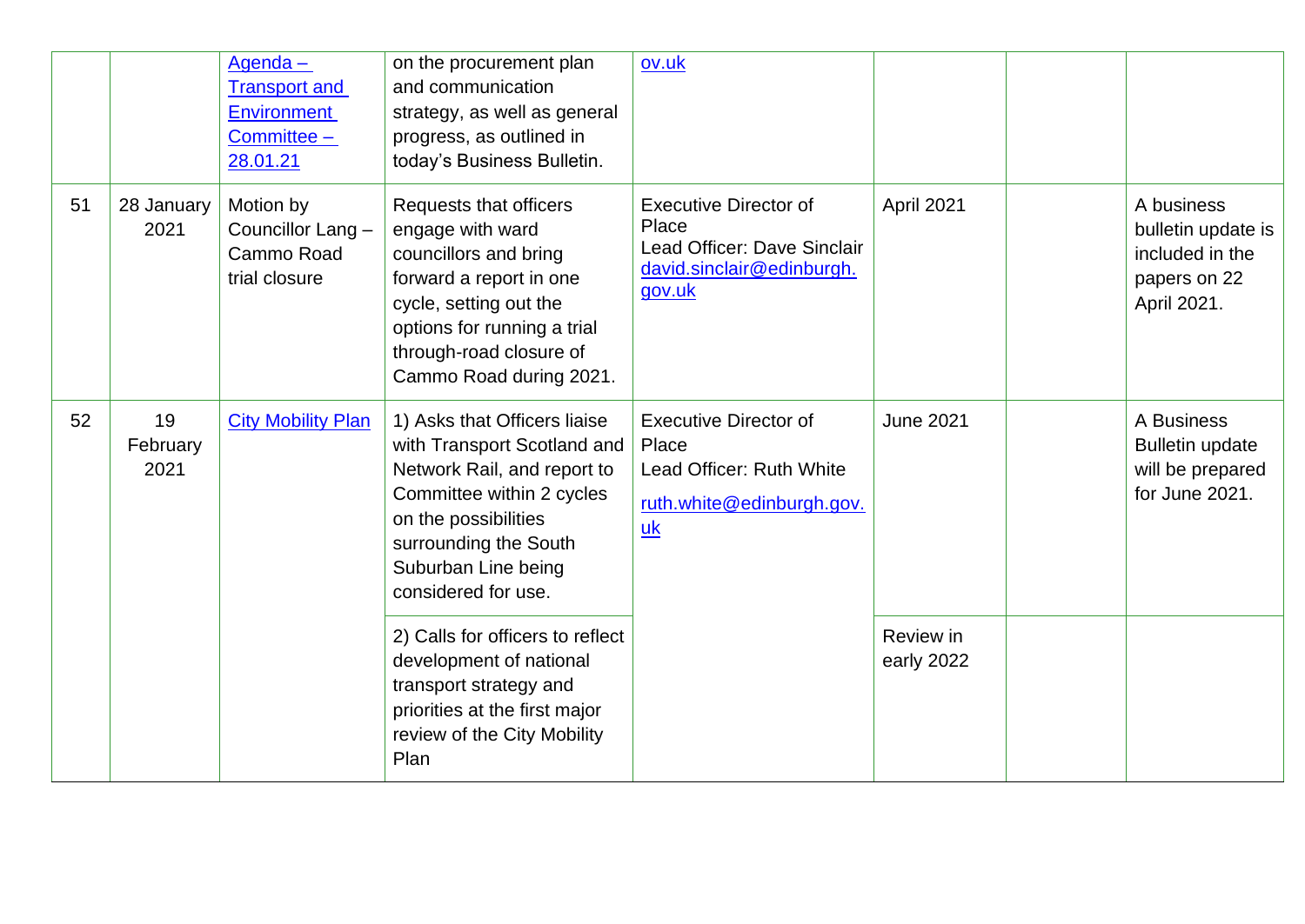| | | | | | | | |
|---|---|---|---|---|---|---|---|
| | | Agenda – Transport and Environment Committee – 28.01.21 | on the procurement plan and communication strategy, as well as general progress, as outlined in today's Business Bulletin. | ov.uk | | | |
| 51 | 28 January 2021 | Motion by Councillor Lang – Cammo Road trial closure | Requests that officers engage with ward councillors and bring forward a report in one cycle, setting out the options for running a trial through-road closure of Cammo Road during 2021. | Executive Director of Place<br>Lead Officer: Dave Sinclair<br>david.sinclair@edinburgh.gov.uk | April 2021 | | A business bulletin update is included in the papers on 22 April 2021. |
| 52 | 19 February 2021 | City Mobility Plan | 1) Asks that Officers liaise with Transport Scotland and Network Rail, and report to Committee within 2 cycles on the possibilities surrounding the South Suburban Line being considered for use. | Executive Director of Place<br>Lead Officer: Ruth White<br>ruth.white@edinburgh.gov.uk | June 2021 | | A Business Bulletin update will be prepared for June 2021. |
| | | | 2) Calls for officers to reflect development of national transport strategy and priorities at the first major review of the City Mobility Plan | | Review in early 2022 | | |